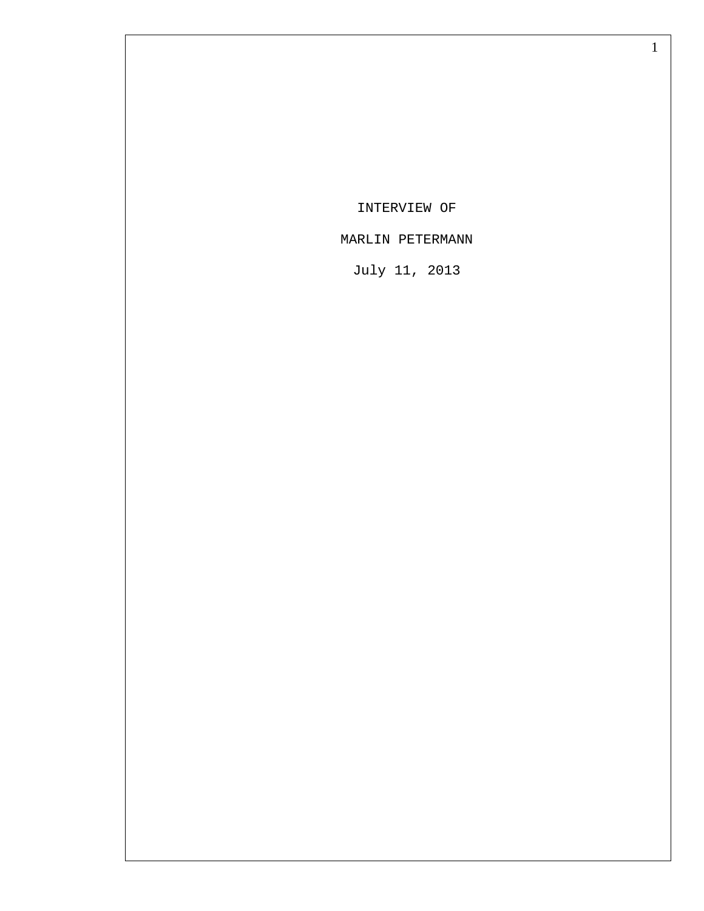INTERVIEW OF

MARLIN PETERMANN

July 11, 2013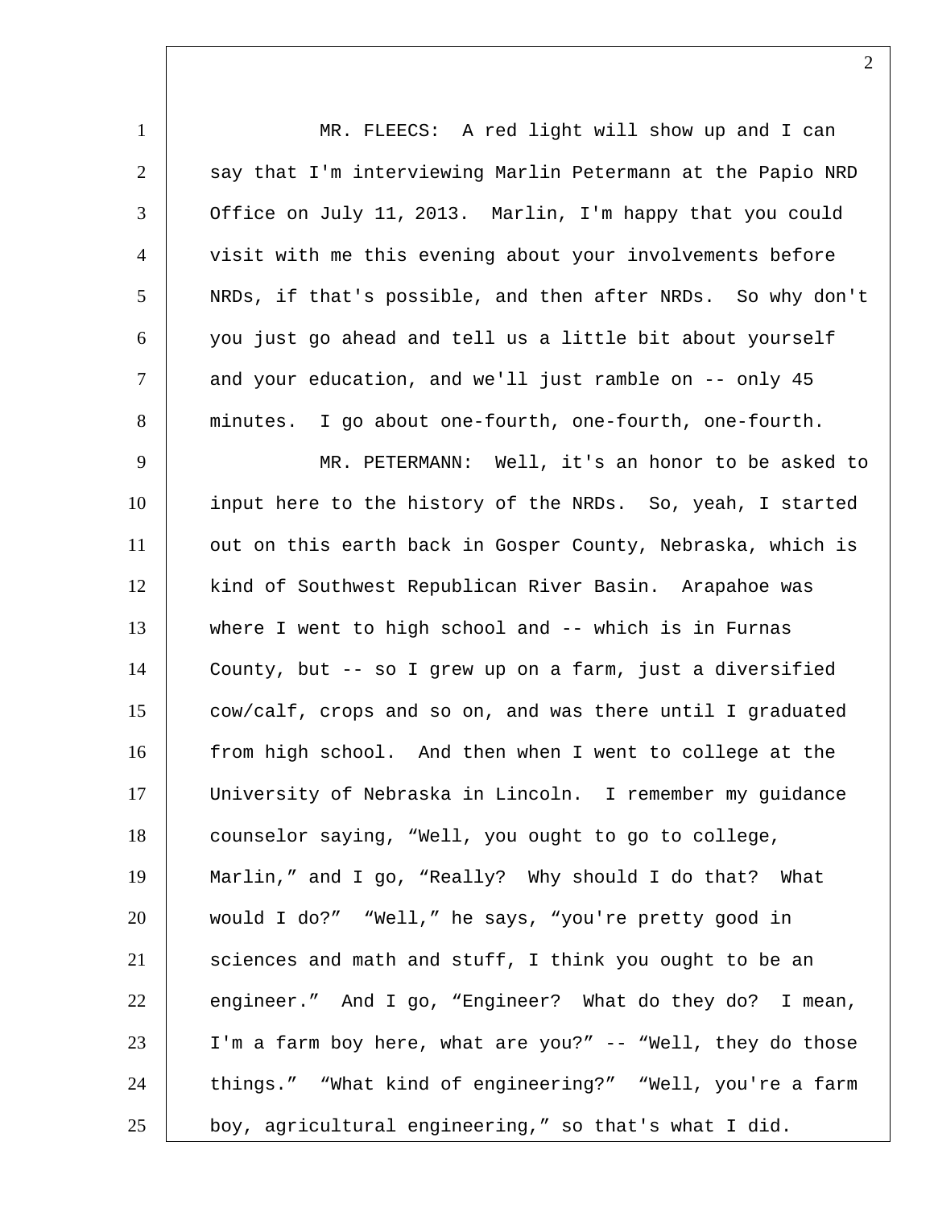MR. FLEECS: A red light will show up and I can say that I'm interviewing Marlin Petermann at the Papio NRD Office on July 11, 2013. Marlin, I'm happy that you could visit with me this evening about your involvements before NRDs, if that's possible, and then after NRDs. So why don't you just go ahead and tell us a little bit about yourself and your education, and we'll just ramble on -- only 45 minutes. I go about one-fourth, one-fourth, one-fourth.

MR. PETERMANN: Well, it's an honor to be asked to input here to the history of the NRDs. So, yeah, I started out on this earth back in Gosper County, Nebraska, which is kind of Southwest Republican River Basin. Arapahoe was where I went to high school and -- which is in Furnas County, but -- so I grew up on a farm, just a diversified cow/calf, crops and so on, and was there until I graduated from high school. And then when I went to college at the University of Nebraska in Lincoln. I remember my guidance counselor saying, "Well, you ought to go to college, Marlin," and I go, "Really? Why should I do that? What would I do?" "Well," he says, "you're pretty good in sciences and math and stuff, I think you ought to be an engineer." And I go, "Engineer? What do they do? I mean, I'm a farm boy here, what are you?" -- "Well, they do those things." "What kind of engineering?" "Well, you're a farm boy, agricultural engineering," so that's what I did.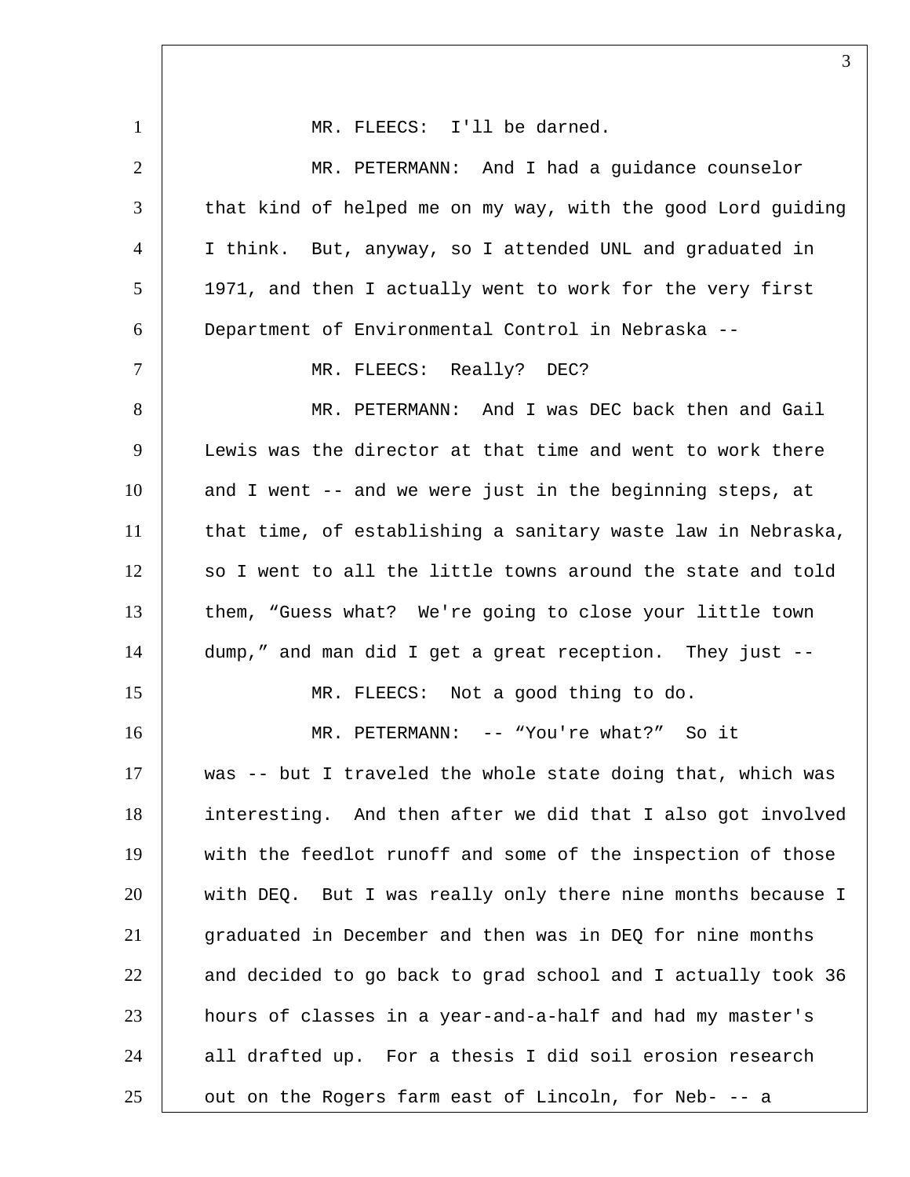MR. FLEECS: I'll be darned.

MR. PETERMANN: And I had a guidance counselor that kind of helped me on my way, with the good Lord guiding I think. But, anyway, so I attended UNL and graduated in 1971, and then I actually went to work for the very first Department of Environmental Control in Nebraska --

MR. FLEECS: Really? DEC?

MR. PETERMANN: And I was DEC back then and Gail Lewis was the director at that time and went to work there and I went -- and we were just in the beginning steps, at that time, of establishing a sanitary waste law in Nebraska, so I went to all the little towns around the state and told them, “Guess what? We're going to close your little town dump,” and man did I get a great reception. They just --

MR. FLEECS: Not a good thing to do.

MR. PETERMANN: -- “You're what?” So it was -- but I traveled the whole state doing that, which was interesting. And then after we did that I also got involved with the feedlot runoff and some of the inspection of those with DEQ. But I was really only there nine months because I graduated in December and then was in DEQ for nine months and decided to go back to grad school and I actually took 36 hours of classes in a year-and-a-half and had my master's all drafted up. For a thesis I did soil erosion research out on the Rogers farm east of Lincoln, for Neb- -- a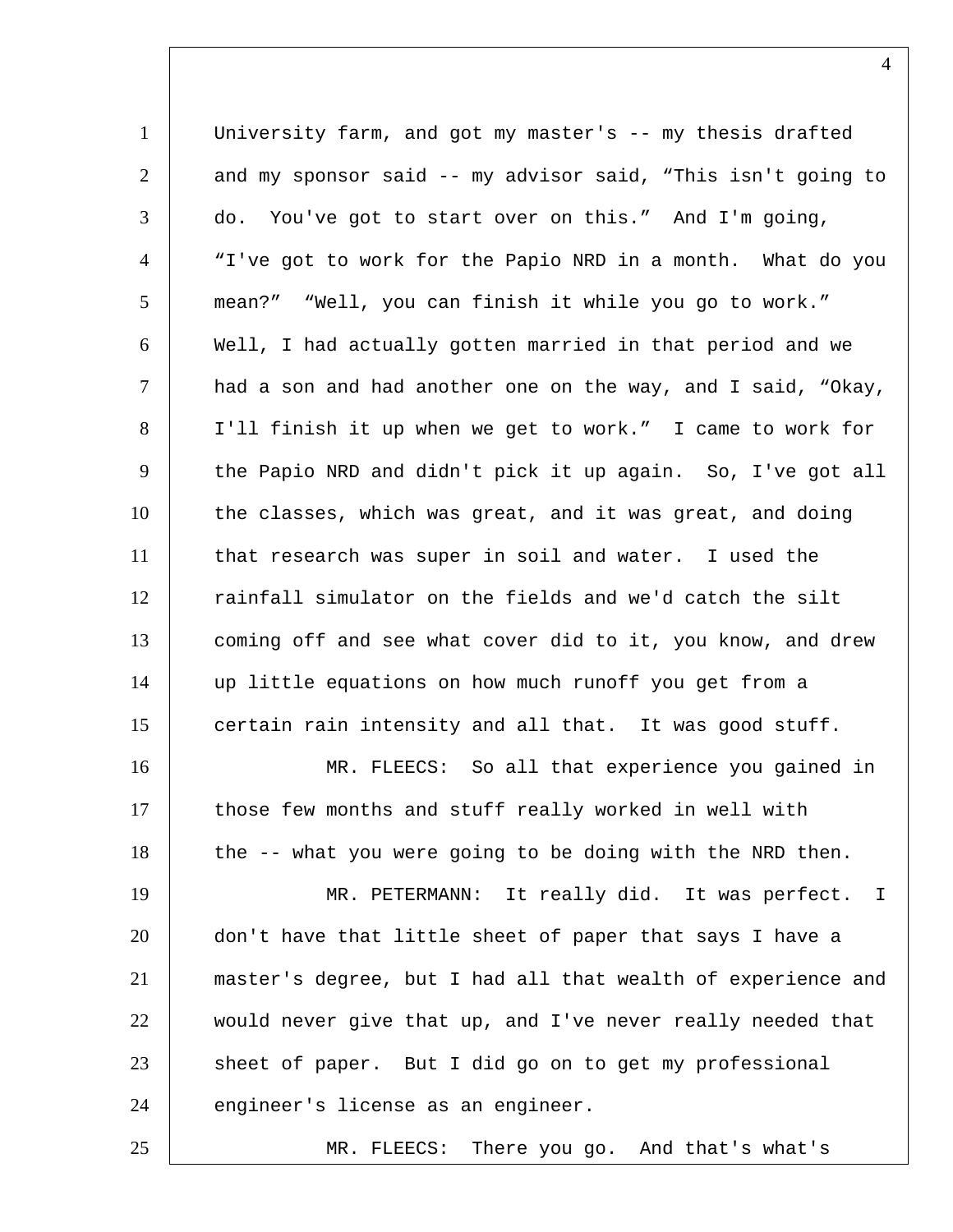University farm, and got my master's -- my thesis drafted and my sponsor said -- my advisor said, "This isn't going to do. You've got to start over on this." And I'm going, "I've got to work for the Papio NRD in a month. What do you mean?" "Well, you can finish it while you go to work." Well, I had actually gotten married in that period and we had a son and had another one on the way, and I said, "Okay, I'll finish it up when we get to work." I came to work for the Papio NRD and didn't pick it up again. So, I've got all the classes, which was great, and it was great, and doing that research was super in soil and water. I used the rainfall simulator on the fields and we'd catch the silt coming off and see what cover did to it, you know, and drew up little equations on how much runoff you get from a certain rain intensity and all that. It was good stuff.

MR. FLEECS: So all that experience you gained in those few months and stuff really worked in well with the -- what you were going to be doing with the NRD then.

MR. PETERMANN: It really did. It was perfect. I don't have that little sheet of paper that says I have a master's degree, but I had all that wealth of experience and would never give that up, and I've never really needed that sheet of paper. But I did go on to get my professional engineer's license as an engineer.

MR. FLEECS: There you go. And that's what's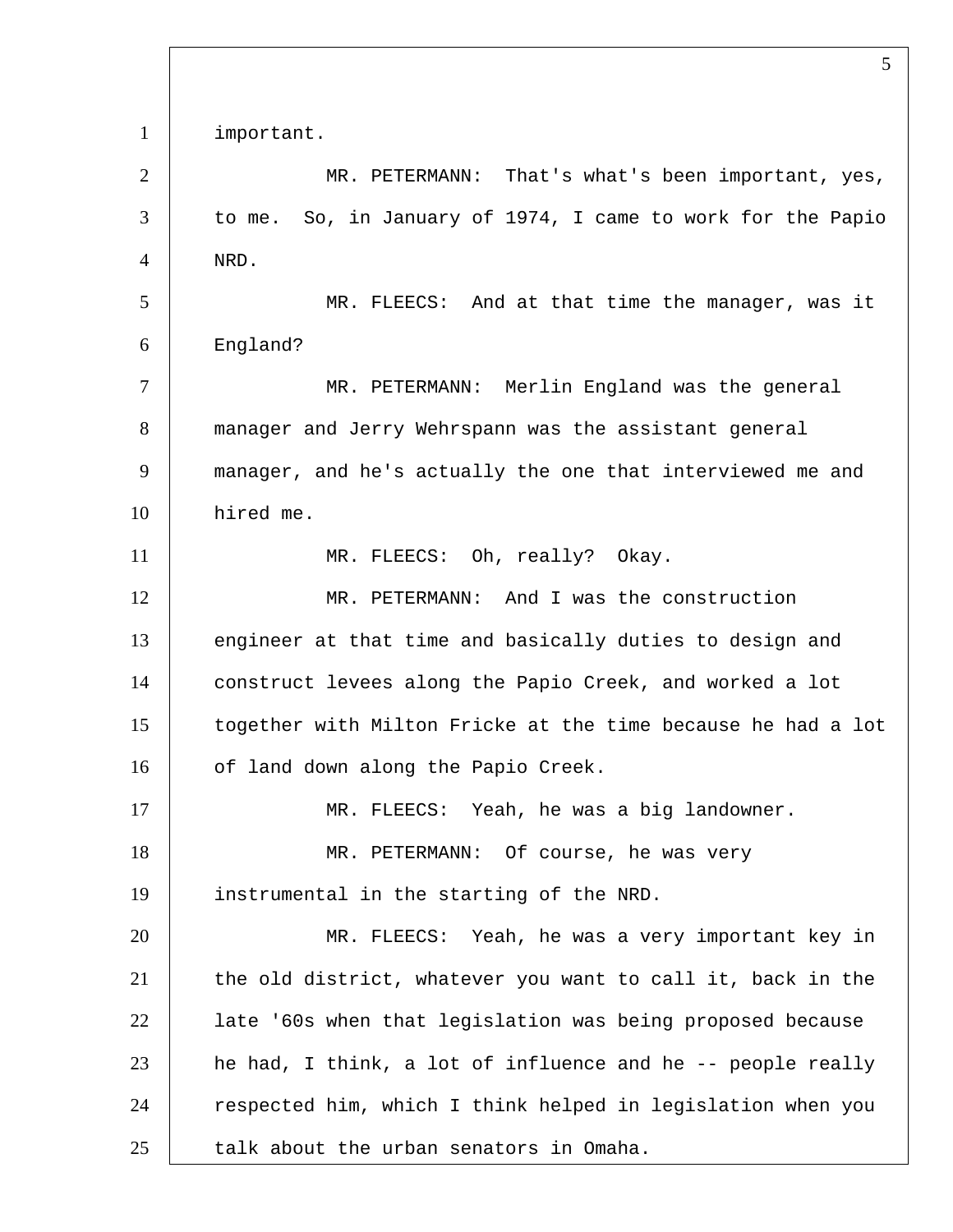important.

MR. PETERMANN: That's what's been important, yes, to me. So, in January of 1974, I came to work for the Papio NRD.

MR. FLEECS: And at that time the manager, was it England?

MR. PETERMANN: Merlin England was the general manager and Jerry Wehrspann was the assistant general manager, and he's actually the one that interviewed me and hired me.

MR. FLEECS: Oh, really? Okay.

MR. PETERMANN: And I was the construction engineer at that time and basically duties to design and construct levees along the Papio Creek, and worked a lot together with Milton Fricke at the time because he had a lot of land down along the Papio Creek.

MR. FLEECS: Yeah, he was a big landowner.

MR. PETERMANN: Of course, he was very instrumental in the starting of the NRD.

MR. FLEECS: Yeah, he was a very important key in the old district, whatever you want to call it, back in the late '60s when that legislation was being proposed because he had, I think, a lot of influence and he -- people really respected him, which I think helped in legislation when you talk about the urban senators in Omaha.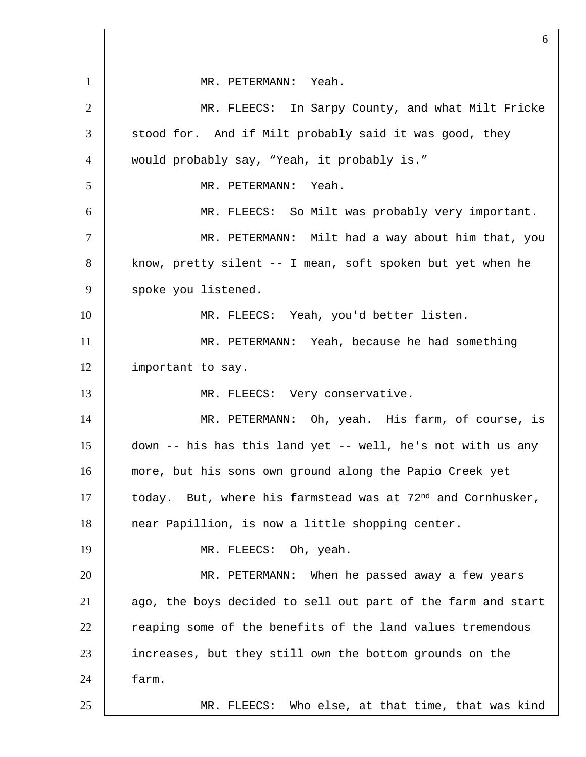MR. PETERMANN: Yeah.

MR. FLEECS: In Sarpy County, and what Milt Fricke stood for. And if Milt probably said it was good, they would probably say, “Yeah, it probably is.”

MR. PETERMANN: Yeah.

MR. FLEECS: So Milt was probably very important.

MR. PETERMANN: Milt had a way about him that, you know, pretty silent -- I mean, soft spoken but yet when he spoke you listened.

MR. FLEECS: Yeah, you'd better listen.

MR. PETERMANN: Yeah, because he had something important to say.

MR. FLEECS: Very conservative.

MR. PETERMANN: Oh, yeah. His farm, of course, is down -- his has this land yet -- well, he's not with us any more, but his sons own ground along the Papio Creek yet today. But, where his farmstead was at 72nd and Cornhusker, near Papillion, is now a little shopping center.

MR. FLEECS: Oh, yeah.

MR. PETERMANN: When he passed away a few years ago, the boys decided to sell out part of the farm and start reaping some of the benefits of the land values tremendous increases, but they still own the bottom grounds on the farm.

MR. FLEECS: Who else, at that time, that was kind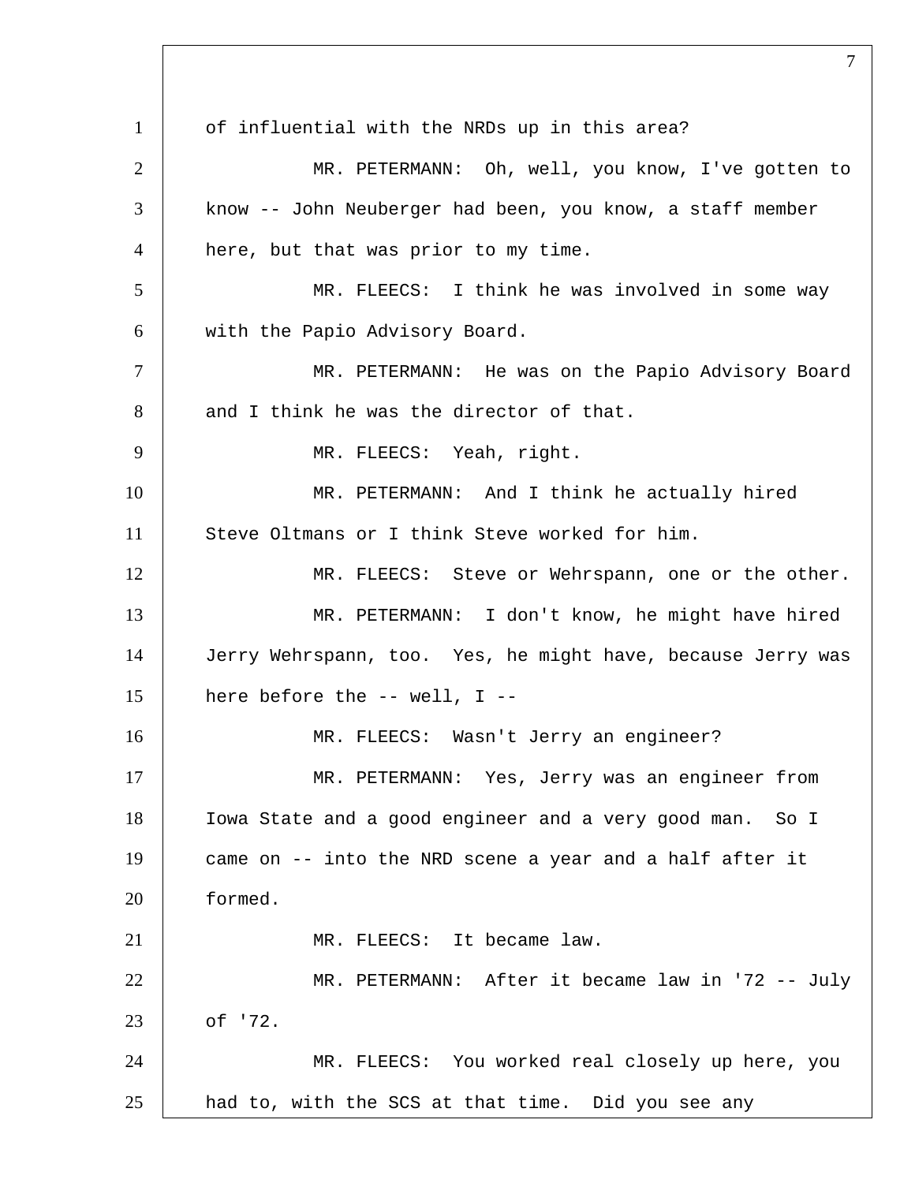of influential with the NRDs up in this area?

MR. PETERMANN: Oh, well, you know, I've gotten to know -- John Neuberger had been, you know, a staff member here, but that was prior to my time.

MR. FLEECS: I think he was involved in some way with the Papio Advisory Board.

MR. PETERMANN: He was on the Papio Advisory Board and I think he was the director of that.

MR. FLEECS: Yeah, right.

MR. PETERMANN: And I think he actually hired Steve Oltmans or I think Steve worked for him.

MR. FLEECS: Steve or Wehrspann, one or the other.

MR. PETERMANN: I don't know, he might have hired Jerry Wehrspann, too. Yes, he might have, because Jerry was here before the -- well, I --

MR. FLEECS: Wasn't Jerry an engineer?

MR. PETERMANN: Yes, Jerry was an engineer from Iowa State and a good engineer and a very good man. So I came on -- into the NRD scene a year and a half after it formed.

MR. FLEECS: It became law.

MR. PETERMANN: After it became law in '72 -- July of '72.

MR. FLEECS: You worked real closely up here, you had to, with the SCS at that time. Did you see any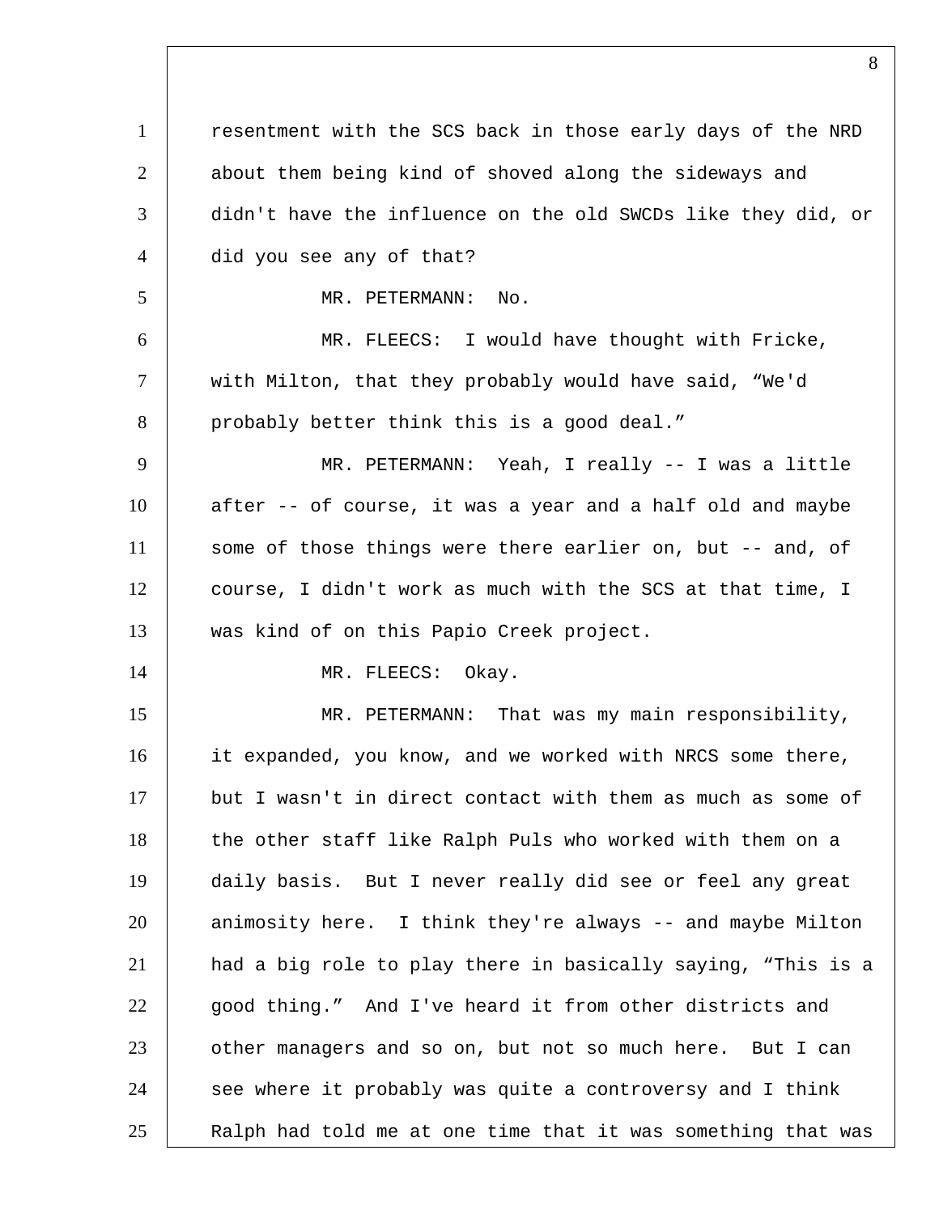resentment with the SCS back in those early days of the NRD about them being kind of shoved along the sideways and didn't have the influence on the old SWCDs like they did, or did you see any of that?

MR. PETERMANN: No.

MR. FLEECS: I would have thought with Fricke, with Milton, that they probably would have said, “We'd probably better think this is a good deal.”

MR. PETERMANN: Yeah, I really -- I was a little after -- of course, it was a year and a half old and maybe some of those things were there earlier on, but -- and, of course, I didn't work as much with the SCS at that time, I was kind of on this Papio Creek project.

MR. FLEECS: Okay.

MR. PETERMANN: That was my main responsibility, it expanded, you know, and we worked with NRCS some there, but I wasn't in direct contact with them as much as some of the other staff like Ralph Puls who worked with them on a daily basis. But I never really did see or feel any great animosity here. I think they're always -- and maybe Milton had a big role to play there in basically saying, “This is a good thing.” And I've heard it from other districts and other managers and so on, but not so much here. But I can see where it probably was quite a controversy and I think Ralph had told me at one time that it was something that was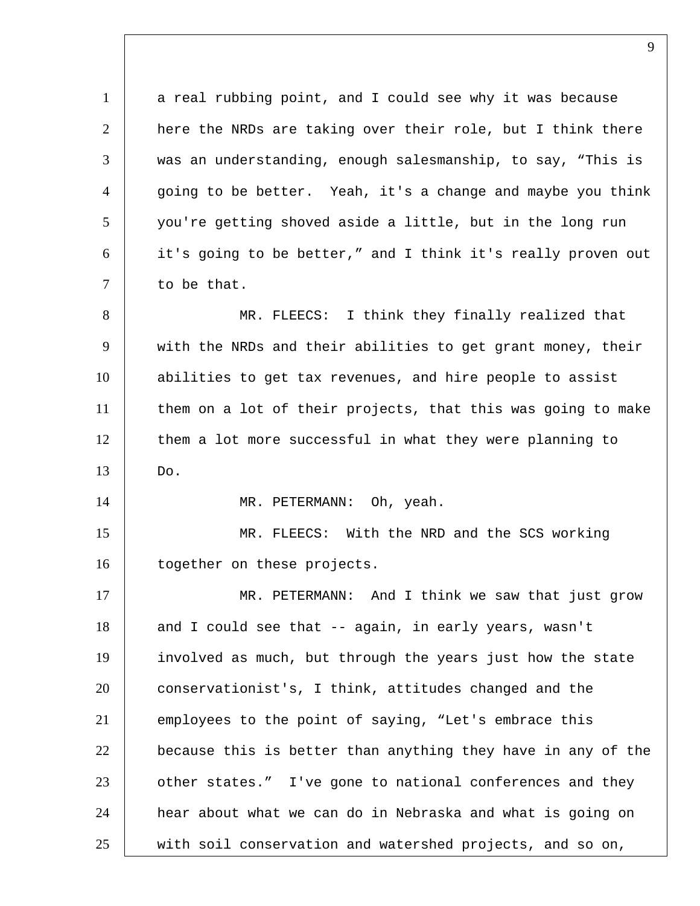a real rubbing point, and I could see why it was because here the NRDs are taking over their role, but I think there was an understanding, enough salesmanship, to say, "This is going to be better. Yeah, it's a change and maybe you think you're getting shoved aside a little, but in the long run it's going to be better," and I think it's really proven out to be that.

MR. FLEECS: I think they finally realized that with the NRDs and their abilities to get grant money, their abilities to get tax revenues, and hire people to assist them on a lot of their projects, that this was going to make them a lot more successful in what they were planning to Do.

MR. PETERMANN: Oh, yeah.

MR. FLEECS: With the NRD and the SCS working together on these projects.

MR. PETERMANN: And I think we saw that just grow and I could see that -- again, in early years, wasn't involved as much, but through the years just how the state conservationist's, I think, attitudes changed and the employees to the point of saying, "Let's embrace this because this is better than anything they have in any of the other states." I've gone to national conferences and they hear about what we can do in Nebraska and what is going on with soil conservation and watershed projects, and so on,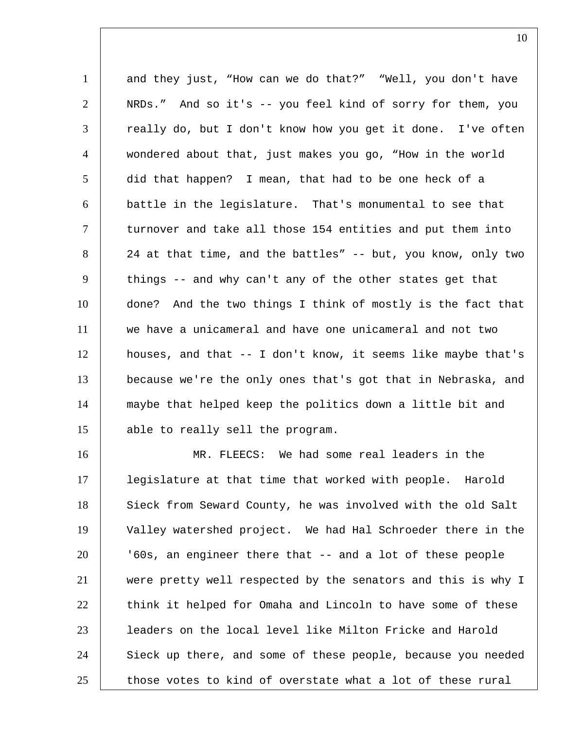and they just, “How can we do that?” “Well, you don't have NRDs.” And so it's -- you feel kind of sorry for them, you really do, but I don't know how you get it done. I've often wondered about that, just makes you go, “How in the world did that happen? I mean, that had to be one heck of a battle in the legislature. That's monumental to see that turnover and take all those 154 entities and put them into 24 at that time, and the battles” -- but, you know, only two things -- and why can't any of the other states get that done? And the two things I think of mostly is the fact that we have a unicameral and have one unicameral and not two houses, and that -- I don't know, it seems like maybe that's because we're the only ones that's got that in Nebraska, and maybe that helped keep the politics down a little bit and able to really sell the program.

MR. FLEECS: We had some real leaders in the legislature at that time that worked with people. Harold Sieck from Seward County, he was involved with the old Salt Valley watershed project. We had Hal Schroeder there in the '60s, an engineer there that -- and a lot of these people were pretty well respected by the senators and this is why I think it helped for Omaha and Lincoln to have some of these leaders on the local level like Milton Fricke and Harold Sieck up there, and some of these people, because you needed those votes to kind of overstate what a lot of these rural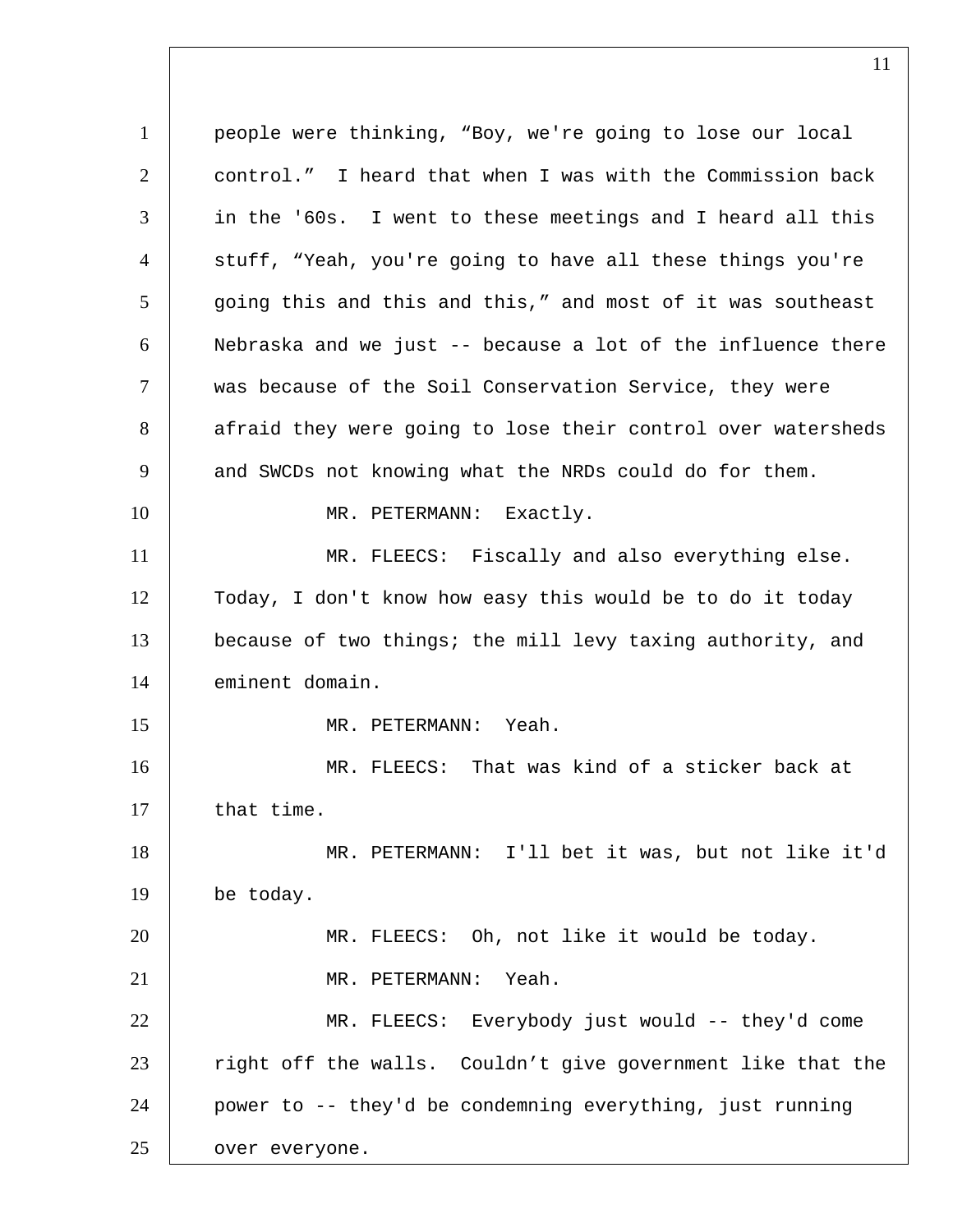people were thinking, “Boy, we're going to lose our local control.” I heard that when I was with the Commission back in the '60s. I went to these meetings and I heard all this stuff, “Yeah, you're going to have all these things you're going this and this and this,” and most of it was southeast Nebraska and we just -- because a lot of the influence there was because of the Soil Conservation Service, they were afraid they were going to lose their control over watersheds and SWCDs not knowing what the NRDs could do for them.

MR. PETERMANN: Exactly.

MR. FLEECS: Fiscally and also everything else. Today, I don't know how easy this would be to do it today because of two things; the mill levy taxing authority, and eminent domain.

MR. PETERMANN: Yeah.

MR. FLEECS: That was kind of a sticker back at that time.

MR. PETERMANN: I'll bet it was, but not like it'd be today.

MR. FLEECS: Oh, not like it would be today.

MR. PETERMANN: Yeah.

MR. FLEECS: Everybody just would -- they'd come right off the walls. Couldn’t give government like that the power to -- they'd be condemning everything, just running over everyone.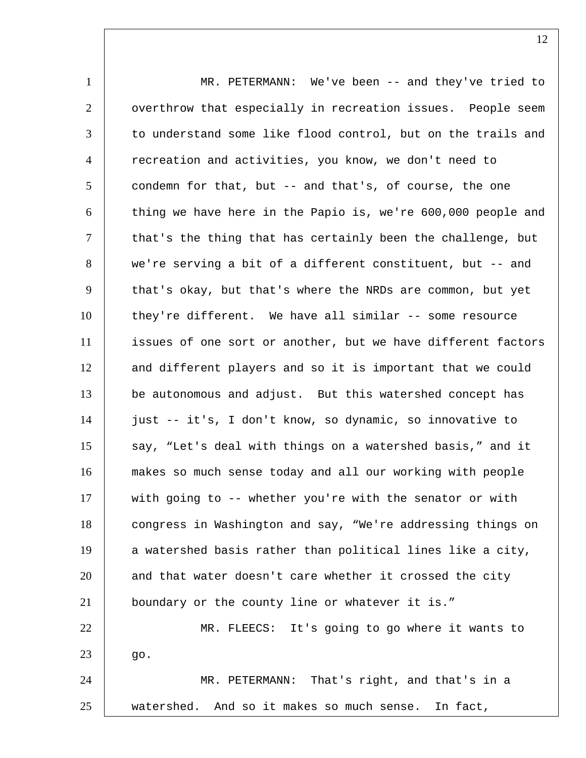MR. PETERMANN: We've been -- and they've tried to overthrow that especially in recreation issues. People seem to understand some like flood control, but on the trails and recreation and activities, you know, we don't need to condemn for that, but -- and that's, of course, the one thing we have here in the Papio is, we're 600,000 people and that's the thing that has certainly been the challenge, but we're serving a bit of a different constituent, but -- and that's okay, but that's where the NRDs are common, but yet they're different. We have all similar -- some resource issues of one sort or another, but we have different factors and different players and so it is important that we could be autonomous and adjust. But this watershed concept has just -- it's, I don't know, so dynamic, so innovative to say, “Let's deal with things on a watershed basis,” and it makes so much sense today and all our working with people with going to -- whether you're with the senator or with congress in Washington and say, “We're addressing things on a watershed basis rather than political lines like a city, and that water doesn't care whether it crossed the city boundary or the county line or whatever it is.”

MR. FLEECS: It's going to go where it wants to go.

MR. PETERMANN: That's right, and that's in a watershed. And so it makes so much sense. In fact,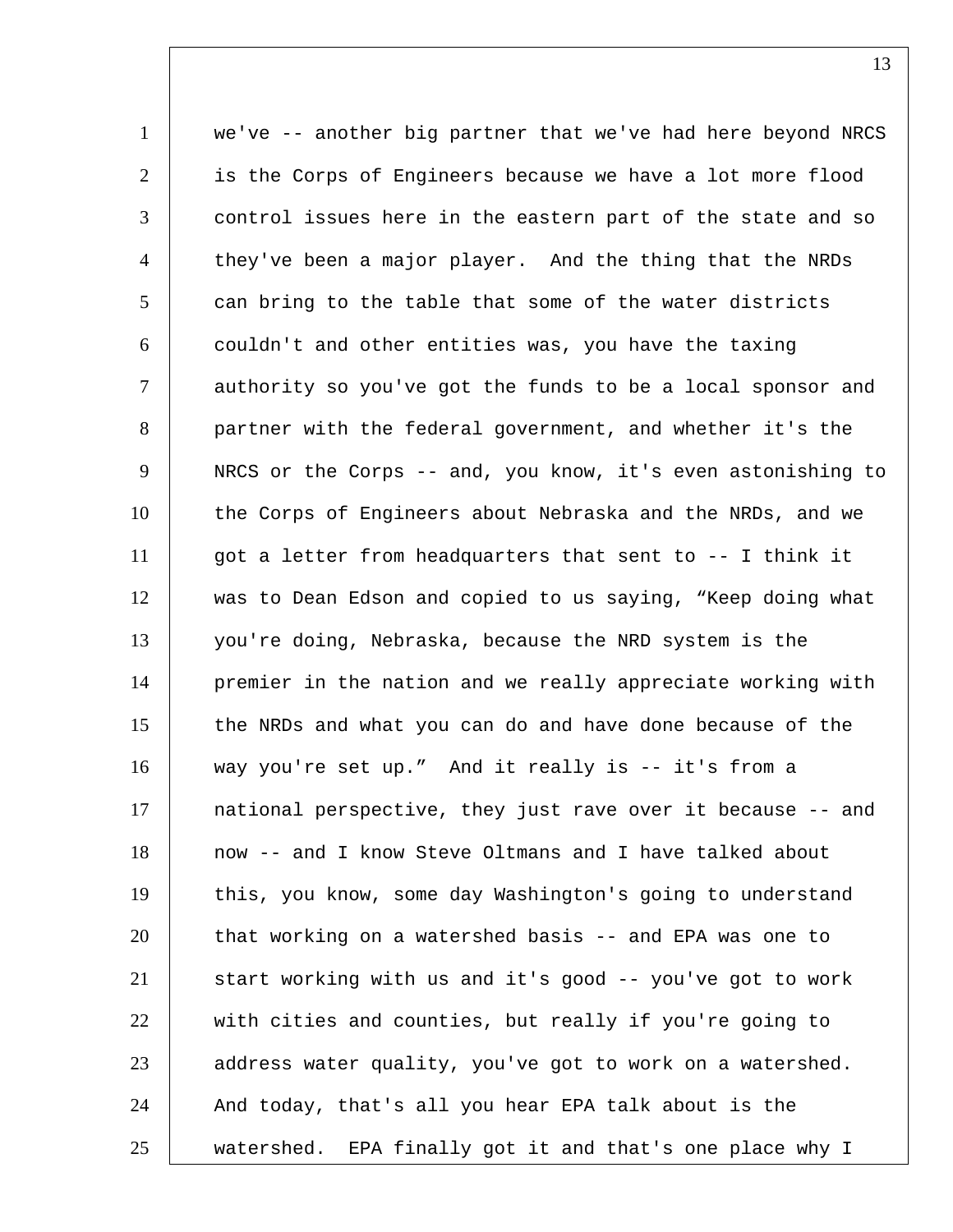we've -- another big partner that we've had here beyond NRCS is the Corps of Engineers because we have a lot more flood control issues here in the eastern part of the state and so they've been a major player. And the thing that the NRDs can bring to the table that some of the water districts couldn't and other entities was, you have the taxing authority so you've got the funds to be a local sponsor and partner with the federal government, and whether it's the NRCS or the Corps -- and, you know, it's even astonishing to the Corps of Engineers about Nebraska and the NRDs, and we got a letter from headquarters that sent to -- I think it was to Dean Edson and copied to us saying, "Keep doing what you're doing, Nebraska, because the NRD system is the premier in the nation and we really appreciate working with the NRDs and what you can do and have done because of the way you're set up." And it really is -- it's from a national perspective, they just rave over it because -- and now -- and I know Steve Oltmans and I have talked about this, you know, some day Washington's going to understand that working on a watershed basis -- and EPA was one to start working with us and it's good -- you've got to work with cities and counties, but really if you're going to address water quality, you've got to work on a watershed. And today, that's all you hear EPA talk about is the watershed. EPA finally got it and that's one place why I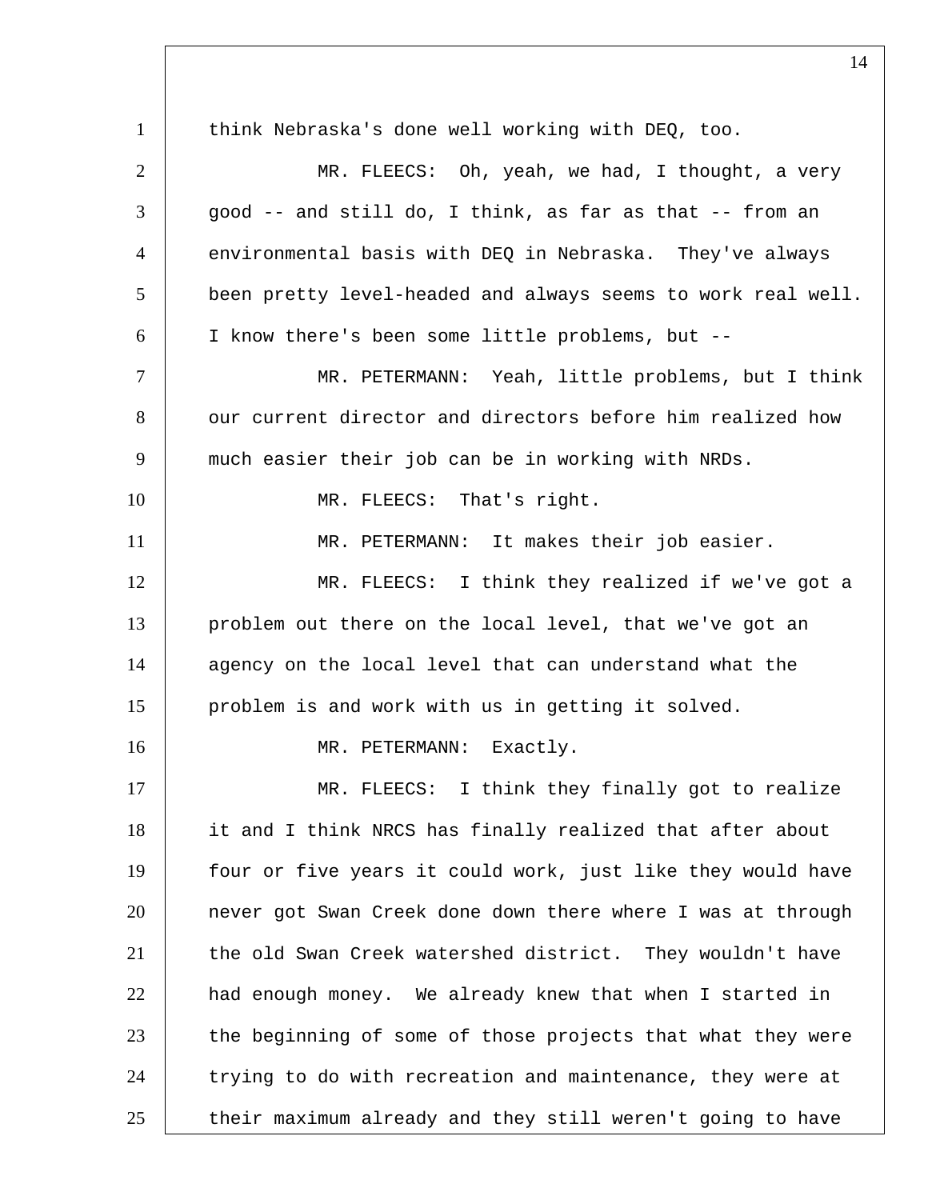think Nebraska's done well working with DEQ, too.

MR. FLEECS: Oh, yeah, we had, I thought, a very good -- and still do, I think, as far as that -- from an environmental basis with DEQ in Nebraska. They've always been pretty level-headed and always seems to work real well. I know there's been some little problems, but --

MR. PETERMANN: Yeah, little problems, but I think our current director and directors before him realized how much easier their job can be in working with NRDs.

MR. FLEECS: That's right.

MR. PETERMANN: It makes their job easier.

MR. FLEECS: I think they realized if we've got a problem out there on the local level, that we've got an agency on the local level that can understand what the problem is and work with us in getting it solved.

MR. PETERMANN: Exactly.

MR. FLEECS: I think they finally got to realize it and I think NRCS has finally realized that after about four or five years it could work, just like they would have never got Swan Creek done down there where I was at through the old Swan Creek watershed district. They wouldn't have had enough money. We already knew that when I started in the beginning of some of those projects that what they were trying to do with recreation and maintenance, they were at their maximum already and they still weren't going to have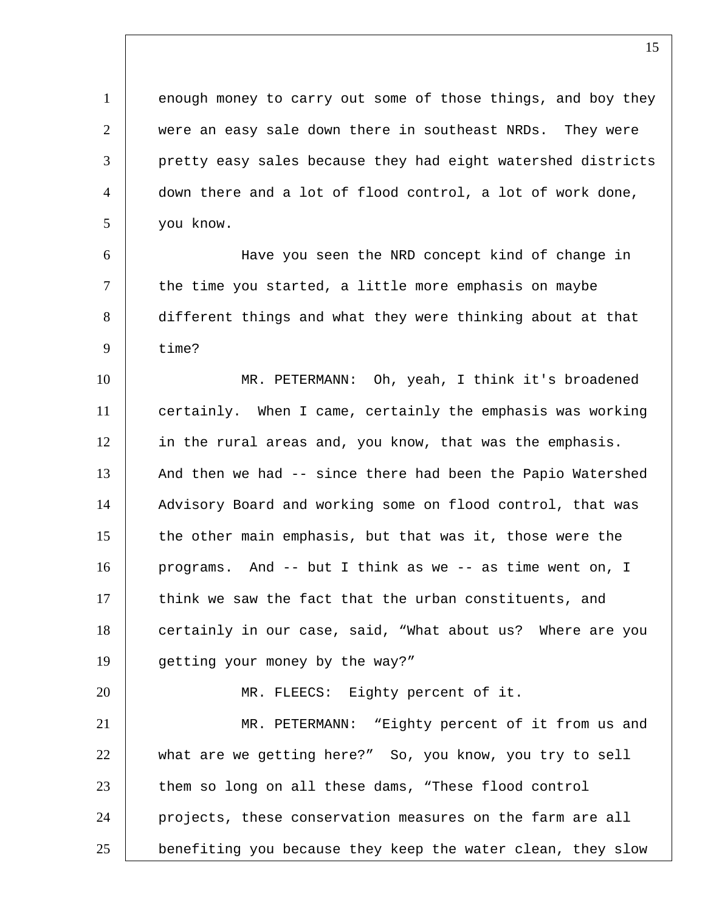enough money to carry out some of those things, and boy they were an easy sale down there in southeast NRDs. They were pretty easy sales because they had eight watershed districts down there and a lot of flood control, a lot of work done, you know.

Have you seen the NRD concept kind of change in the time you started, a little more emphasis on maybe different things and what they were thinking about at that time?

MR. PETERMANN: Oh, yeah, I think it's broadened certainly. When I came, certainly the emphasis was working in the rural areas and, you know, that was the emphasis. And then we had -- since there had been the Papio Watershed Advisory Board and working some on flood control, that was the other main emphasis, but that was it, those were the programs. And -- but I think as we -- as time went on, I think we saw the fact that the urban constituents, and certainly in our case, said, "What about us? Where are you getting your money by the way?"

MR. FLEECS: Eighty percent of it.

MR. PETERMANN: "Eighty percent of it from us and what are we getting here?" So, you know, you try to sell them so long on all these dams, "These flood control projects, these conservation measures on the farm are all benefiting you because they keep the water clean, they slow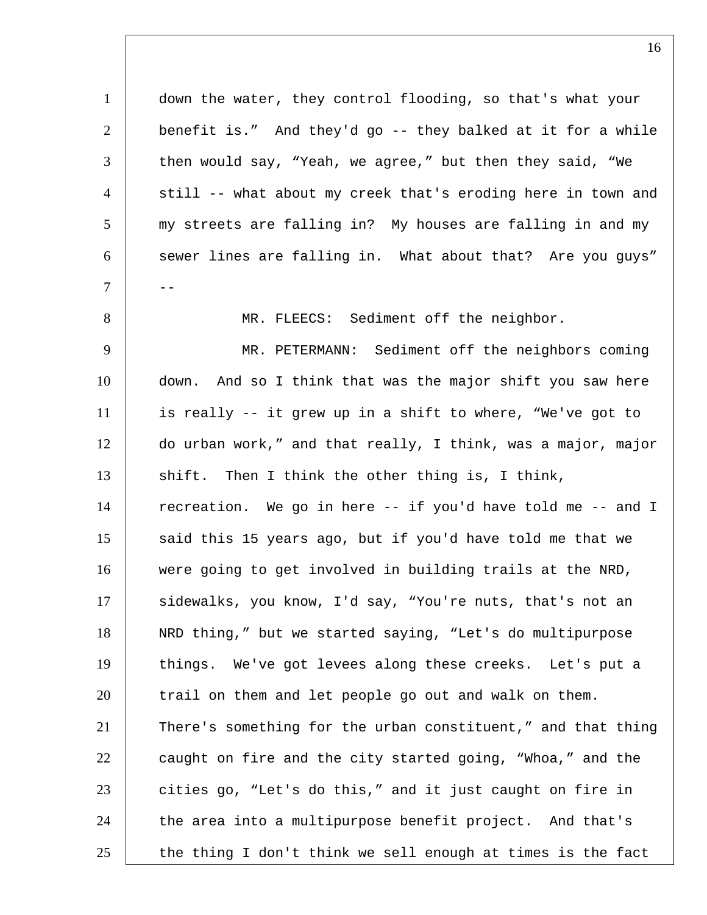down the water, they control flooding, so that's what your benefit is." And they'd go -- they balked at it for a while then would say, "Yeah, we agree," but then they said, "We still -- what about my creek that's eroding here in town and my streets are falling in? My houses are falling in and my sewer lines are falling in. What about that? Are you guys" --

MR. FLEECS: Sediment off the neighbor.

MR. PETERMANN: Sediment off the neighbors coming down. And so I think that was the major shift you saw here is really -- it grew up in a shift to where, "We've got to do urban work," and that really, I think, was a major, major shift. Then I think the other thing is, I think, recreation. We go in here -- if you'd have told me -- and I said this 15 years ago, but if you'd have told me that we were going to get involved in building trails at the NRD, sidewalks, you know, I'd say, "You're nuts, that's not an NRD thing," but we started saying, "Let's do multipurpose things. We've got levees along these creeks. Let's put a trail on them and let people go out and walk on them. There's something for the urban constituent," and that thing caught on fire and the city started going, "Whoa," and the cities go, "Let's do this," and it just caught on fire in the area into a multipurpose benefit project. And that's the thing I don't think we sell enough at times is the fact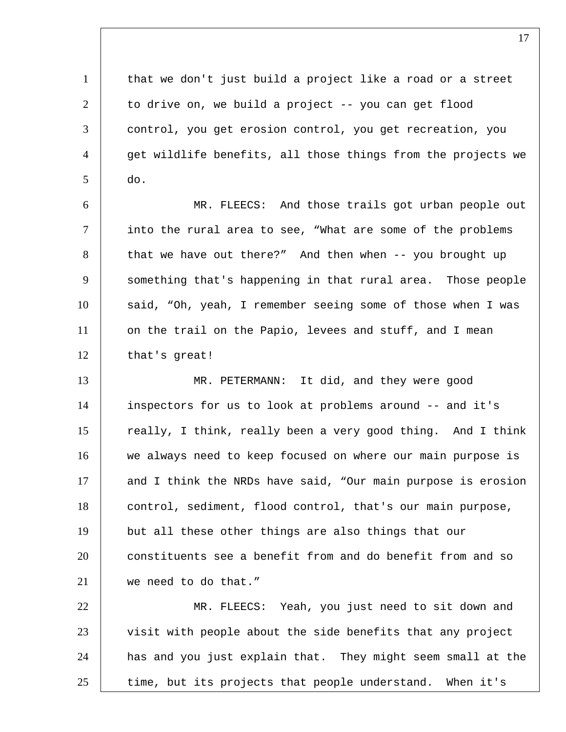that we don't just build a project like a road or a street to drive on, we build a project -- you can get flood control, you get erosion control, you get recreation, you get wildlife benefits, all those things from the projects we do.

MR. FLEECS: And those trails got urban people out into the rural area to see, “What are some of the problems that we have out there?” And then when -- you brought up something that's happening in that rural area. Those people said, “Oh, yeah, I remember seeing some of those when I was on the trail on the Papio, levees and stuff, and I mean that's great!

MR. PETERMANN: It did, and they were good inspectors for us to look at problems around -- and it's really, I think, really been a very good thing. And I think we always need to keep focused on where our main purpose is and I think the NRDs have said, “Our main purpose is erosion control, sediment, flood control, that's our main purpose, but all these other things are also things that our constituents see a benefit from and do benefit from and so we need to do that.”

MR. FLEECS: Yeah, you just need to sit down and visit with people about the side benefits that any project has and you just explain that. They might seem small at the time, but its projects that people understand. When it's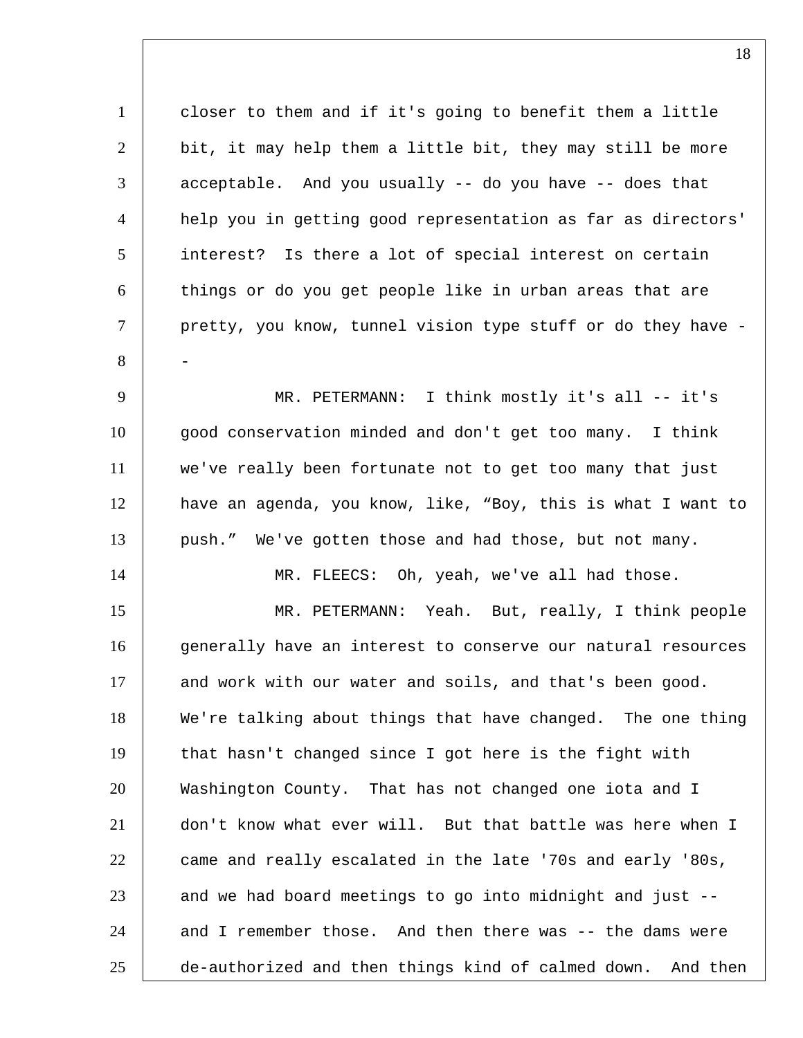closer to them and if it's going to benefit them a little bit, it may help them a little bit, they may still be more acceptable. And you usually -- do you have -- does that help you in getting good representation as far as directors' interest? Is there a lot of special interest on certain things or do you get people like in urban areas that are pretty, you know, tunnel vision type stuff or do they have --

MR. PETERMANN: I think mostly it's all -- it's good conservation minded and don't get too many. I think we've really been fortunate not to get too many that just have an agenda, you know, like, "Boy, this is what I want to push." We've gotten those and had those, but not many.

MR. FLEECS: Oh, yeah, we've all had those.

MR. PETERMANN: Yeah. But, really, I think people generally have an interest to conserve our natural resources and work with our water and soils, and that's been good. We're talking about things that have changed. The one thing that hasn't changed since I got here is the fight with Washington County. That has not changed one iota and I don't know what ever will. But that battle was here when I came and really escalated in the late '70s and early '80s, and we had board meetings to go into midnight and just -- and I remember those. And then there was -- the dams were de-authorized and then things kind of calmed down. And then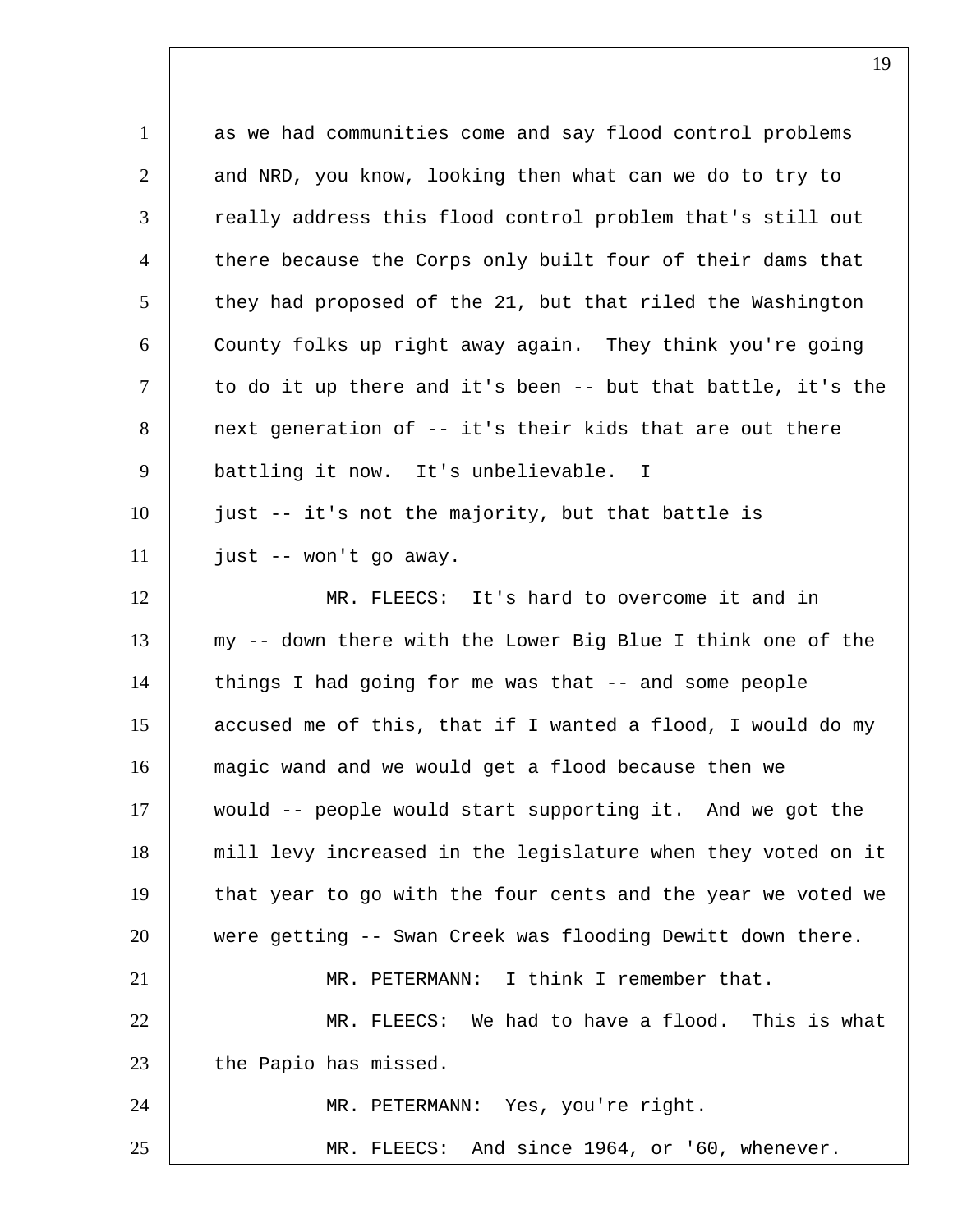as we had communities come and say flood control problems and NRD, you know, looking then what can we do to try to really address this flood control problem that's still out there because the Corps only built four of their dams that they had proposed of the 21, but that riled the Washington County folks up right away again. They think you're going to do it up there and it's been -- but that battle, it's the next generation of -- it's their kids that are out there battling it now. It's unbelievable. I just -- it's not the majority, but that battle is just -- won't go away.

MR. FLEECS: It's hard to overcome it and in my -- down there with the Lower Big Blue I think one of the things I had going for me was that -- and some people accused me of this, that if I wanted a flood, I would do my magic wand and we would get a flood because then we would -- people would start supporting it. And we got the mill levy increased in the legislature when they voted on it that year to go with the four cents and the year we voted we were getting -- Swan Creek was flooding Dewitt down there.

MR. PETERMANN: I think I remember that.

MR. FLEECS: We had to have a flood. This is what the Papio has missed.

MR. PETERMANN: Yes, you're right.

MR. FLEECS: And since 1964, or '60, whenever.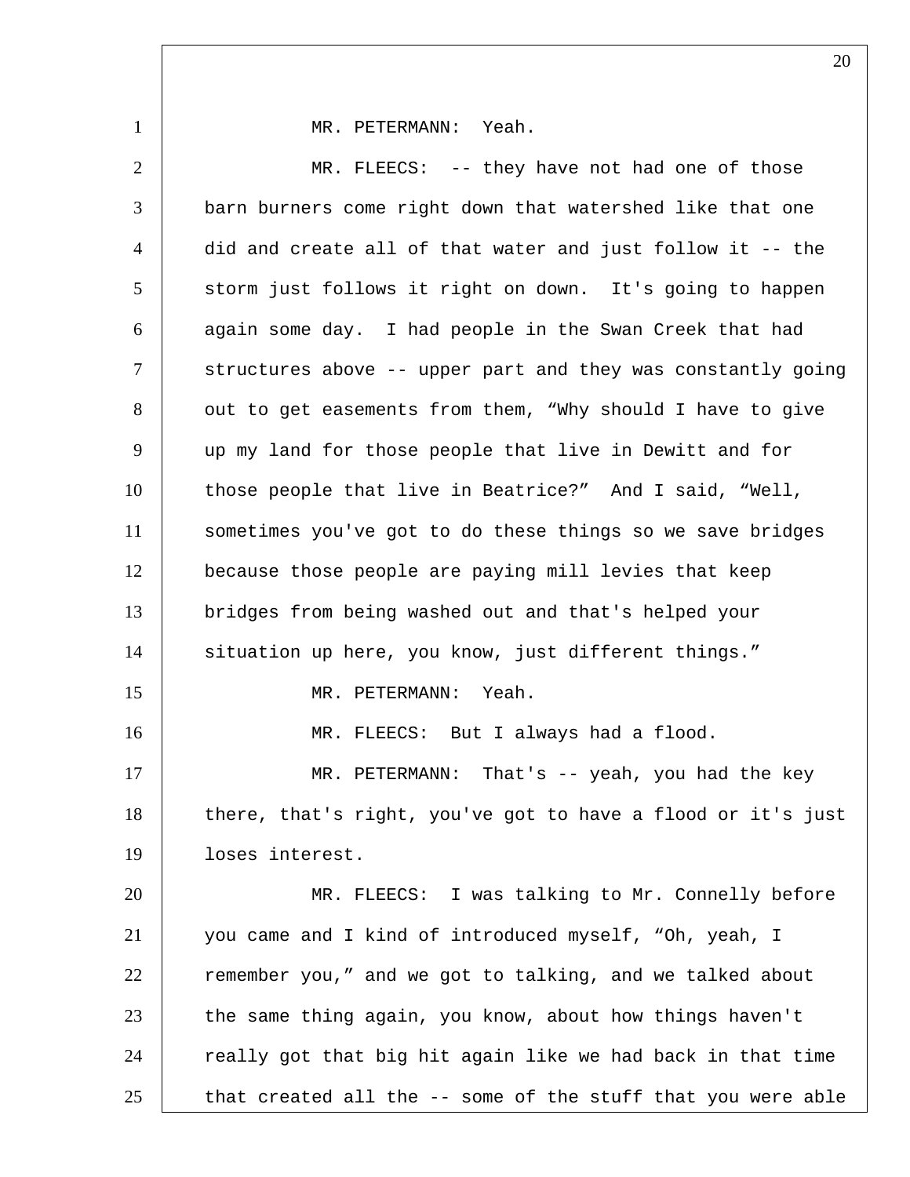MR. PETERMANN: Yeah.

MR. FLEECS: -- they have not had one of those barn burners come right down that watershed like that one did and create all of that water and just follow it -- the storm just follows it right on down. It's going to happen again some day. I had people in the Swan Creek that had structures above -- upper part and they was constantly going out to get easements from them, “Why should I have to give up my land for those people that live in Dewitt and for those people that live in Beatrice?” And I said, “Well, sometimes you've got to do these things so we save bridges because those people are paying mill levies that keep bridges from being washed out and that's helped your situation up here, you know, just different things.”

MR. PETERMANN: Yeah.

MR. FLEECS: But I always had a flood.

MR. PETERMANN: That's -- yeah, you had the key there, that's right, you've got to have a flood or it's just loses interest.

MR. FLEECS: I was talking to Mr. Connelly before you came and I kind of introduced myself, “Oh, yeah, I remember you,” and we got to talking, and we talked about the same thing again, you know, about how things haven't really got that big hit again like we had back in that time that created all the -- some of the stuff that you were able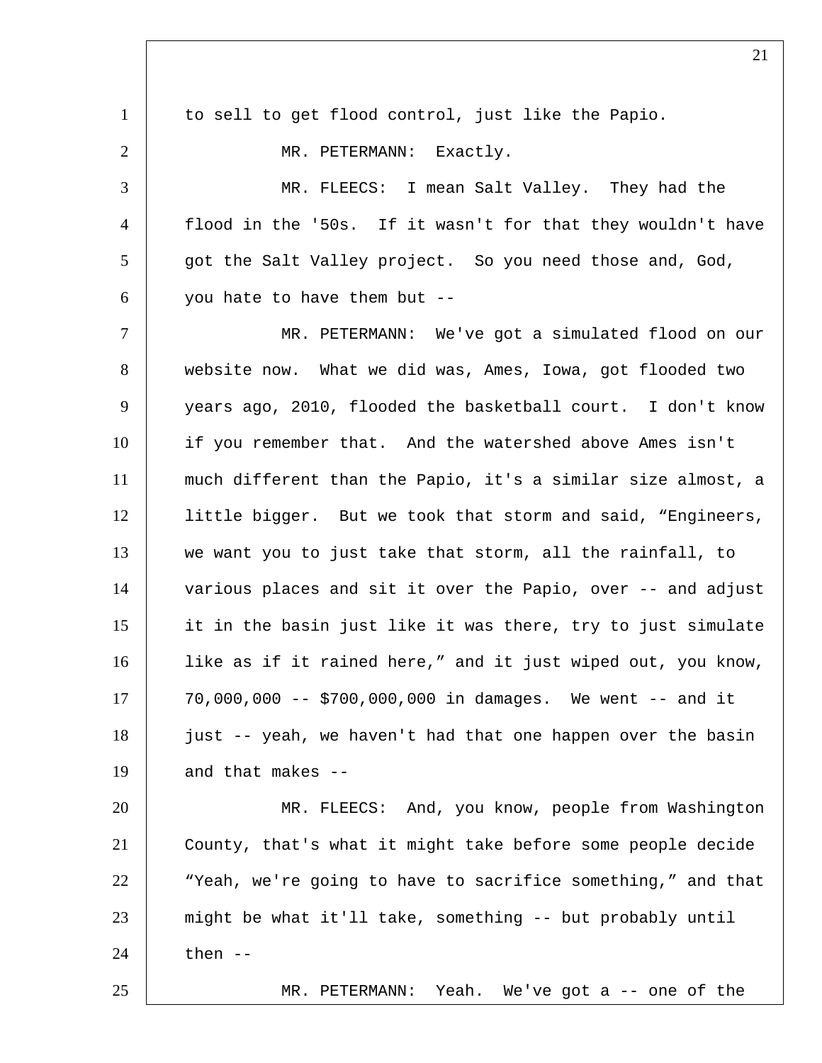to sell to get flood control, just like the Papio.

MR. PETERMANN: Exactly.

MR. FLEECS: I mean Salt Valley. They had the flood in the '50s. If it wasn't for that they wouldn't have got the Salt Valley project. So you need those and, God, you hate to have them but --

MR. PETERMANN: We've got a simulated flood on our website now. What we did was, Ames, Iowa, got flooded two years ago, 2010, flooded the basketball court. I don't know if you remember that. And the watershed above Ames isn't much different than the Papio, it's a similar size almost, a little bigger. But we took that storm and said, "Engineers, we want you to just take that storm, all the rainfall, to various places and sit it over the Papio, over -- and adjust it in the basin just like it was there, try to just simulate like as if it rained here," and it just wiped out, you know, 70,000,000 -- $700,000,000 in damages. We went -- and it just -- yeah, we haven't had that one happen over the basin and that makes --

MR. FLEECS: And, you know, people from Washington County, that's what it might take before some people decide "Yeah, we're going to have to sacrifice something," and that might be what it'll take, something -- but probably until then --

MR. PETERMANN: Yeah. We've got a -- one of the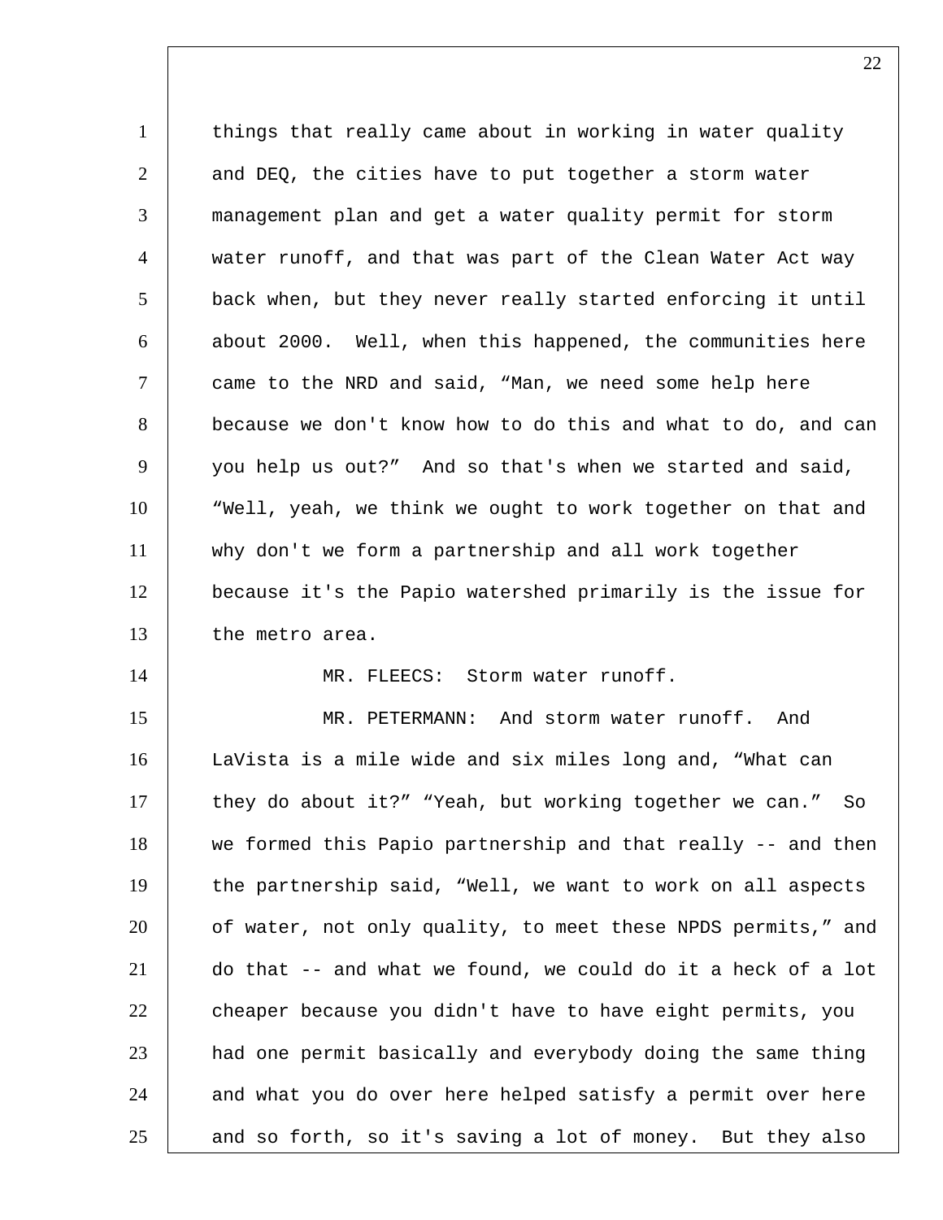things that really came about in working in water quality and DEQ, the cities have to put together a storm water management plan and get a water quality permit for storm water runoff, and that was part of the Clean Water Act way back when, but they never really started enforcing it until about 2000. Well, when this happened, the communities here came to the NRD and said, “Man, we need some help here because we don't know how to do this and what to do, and can you help us out?” And so that's when we started and said, “Well, yeah, we think we ought to work together on that and why don't we form a partnership and all work together because it's the Papio watershed primarily is the issue for the metro area.

MR. FLEECS: Storm water runoff.

MR. PETERMANN: And storm water runoff. And LaVista is a mile wide and six miles long and, “What can they do about it?” “Yeah, but working together we can.” So we formed this Papio partnership and that really -- and then the partnership said, “Well, we want to work on all aspects of water, not only quality, to meet these NPDS permits,” and do that -- and what we found, we could do it a heck of a lot cheaper because you didn't have to have eight permits, you had one permit basically and everybody doing the same thing and what you do over here helped satisfy a permit over here and so forth, so it's saving a lot of money. But they also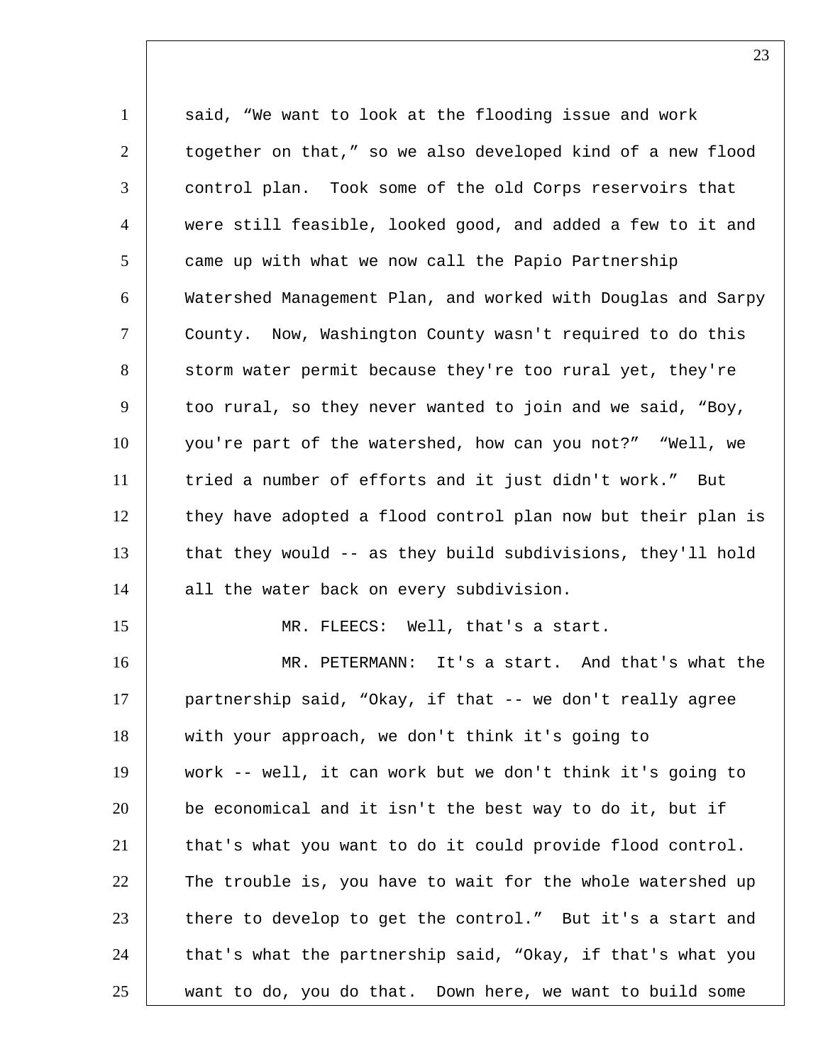said, “We want to look at the flooding issue and work together on that,” so we also developed kind of a new flood control plan. Took some of the old Corps reservoirs that were still feasible, looked good, and added a few to it and came up with what we now call the Papio Partnership Watershed Management Plan, and worked with Douglas and Sarpy County. Now, Washington County wasn't required to do this storm water permit because they're too rural yet, they're too rural, so they never wanted to join and we said, “Boy, you're part of the watershed, how can you not?” “Well, we tried a number of efforts and it just didn't work.” But they have adopted a flood control plan now but their plan is that they would -- as they build subdivisions, they'll hold all the water back on every subdivision.

MR. FLEECS: Well, that's a start.

MR. PETERMANN: It's a start. And that's what the partnership said, “Okay, if that -- we don't really agree with your approach, we don't think it's going to work -- well, it can work but we don't think it's going to be economical and it isn't the best way to do it, but if that's what you want to do it could provide flood control. The trouble is, you have to wait for the whole watershed up there to develop to get the control.” But it's a start and that's what the partnership said, “Okay, if that's what you want to do, you do that. Down here, we want to build some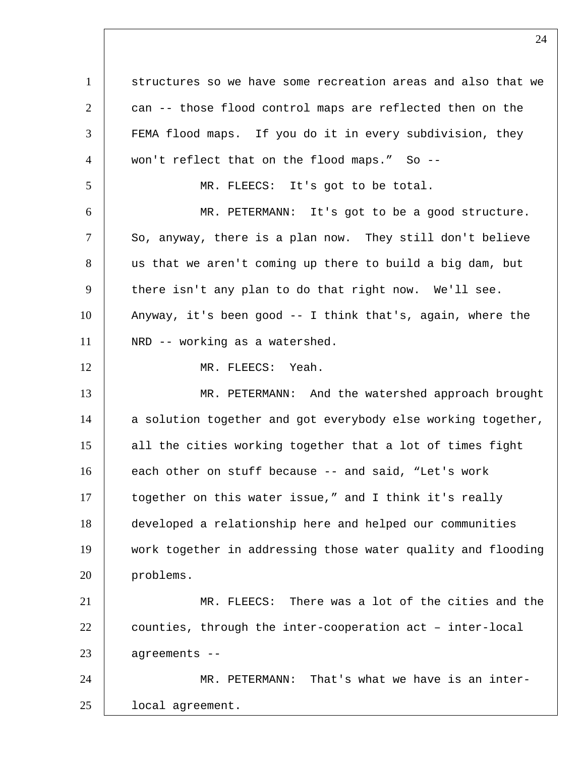structures so we have some recreation areas and also that we can -- those flood control maps are reflected then on the FEMA flood maps. If you do it in every subdivision, they won't reflect that on the flood maps." So --

MR. FLEECS: It's got to be total.

MR. PETERMANN: It's got to be a good structure. So, anyway, there is a plan now. They still don't believe us that we aren't coming up there to build a big dam, but there isn't any plan to do that right now. We'll see. Anyway, it's been good -- I think that's, again, where the NRD -- working as a watershed.

MR. FLEECS: Yeah.

MR. PETERMANN: And the watershed approach brought a solution together and got everybody else working together, all the cities working together that a lot of times fight each other on stuff because -- and said, "Let's work together on this water issue," and I think it's really developed a relationship here and helped our communities work together in addressing those water quality and flooding problems.

MR. FLEECS: There was a lot of the cities and the counties, through the inter-cooperation act – inter-local agreements --

MR. PETERMANN: That's what we have is an inter-local agreement.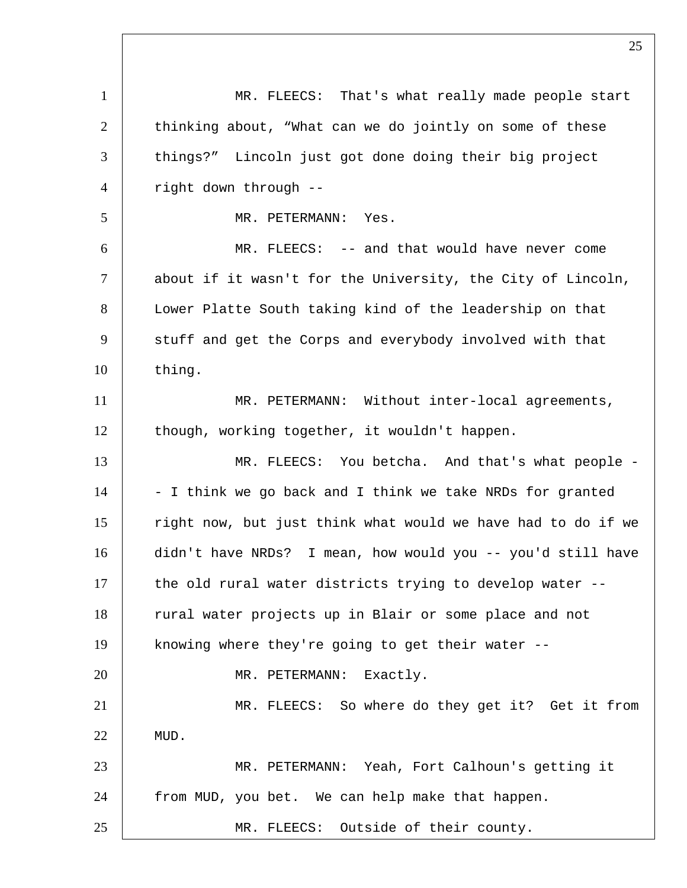MR. FLEECS: That's what really made people start thinking about, "What can we do jointly on some of these things?" Lincoln just got done doing their big project right down through --

MR. PETERMANN: Yes.

MR. FLEECS: -- and that would have never come about if it wasn't for the University, the City of Lincoln, Lower Platte South taking kind of the leadership on that stuff and get the Corps and everybody involved with that thing.

MR. PETERMANN: Without inter-local agreements, though, working together, it wouldn't happen.

MR. FLEECS: You betcha. And that's what people -- I think we go back and I think we take NRDs for granted right now, but just think what would we have had to do if we didn't have NRDs? I mean, how would you -- you'd still have the old rural water districts trying to develop water -- rural water projects up in Blair or some place and not knowing where they're going to get their water --

MR. PETERMANN: Exactly.

MR. FLEECS: So where do they get it? Get it from MUD.

MR. PETERMANN: Yeah, Fort Calhoun's getting it from MUD, you bet. We can help make that happen.

MR. FLEECS: Outside of their county.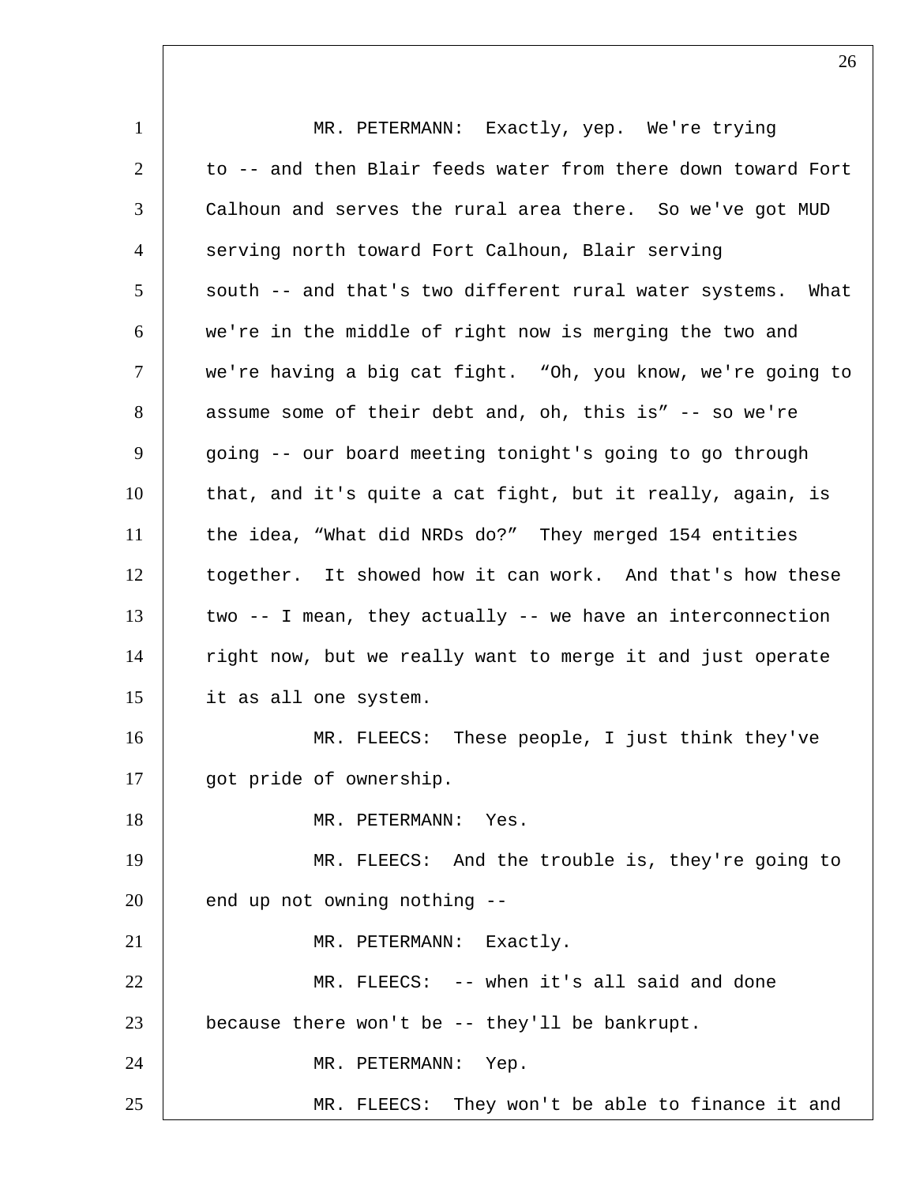MR. PETERMANN: Exactly, yep. We're trying to -- and then Blair feeds water from there down toward Fort Calhoun and serves the rural area there. So we've got MUD serving north toward Fort Calhoun, Blair serving south -- and that's two different rural water systems. What we're in the middle of right now is merging the two and we're having a big cat fight. "Oh, you know, we're going to assume some of their debt and, oh, this is" -- so we're going -- our board meeting tonight's going to go through that, and it's quite a cat fight, but it really, again, is the idea, "What did NRDs do?" They merged 154 entities together. It showed how it can work. And that's how these two -- I mean, they actually -- we have an interconnection right now, but we really want to merge it and just operate it as all one system.

MR. FLEECS: These people, I just think they've got pride of ownership.

MR. PETERMANN: Yes.

MR. FLEECS: And the trouble is, they're going to end up not owning nothing --

MR. PETERMANN: Exactly.

MR. FLEECS: -- when it's all said and done because there won't be -- they'll be bankrupt.

MR. PETERMANN: Yep.

MR. FLEECS: They won't be able to finance it and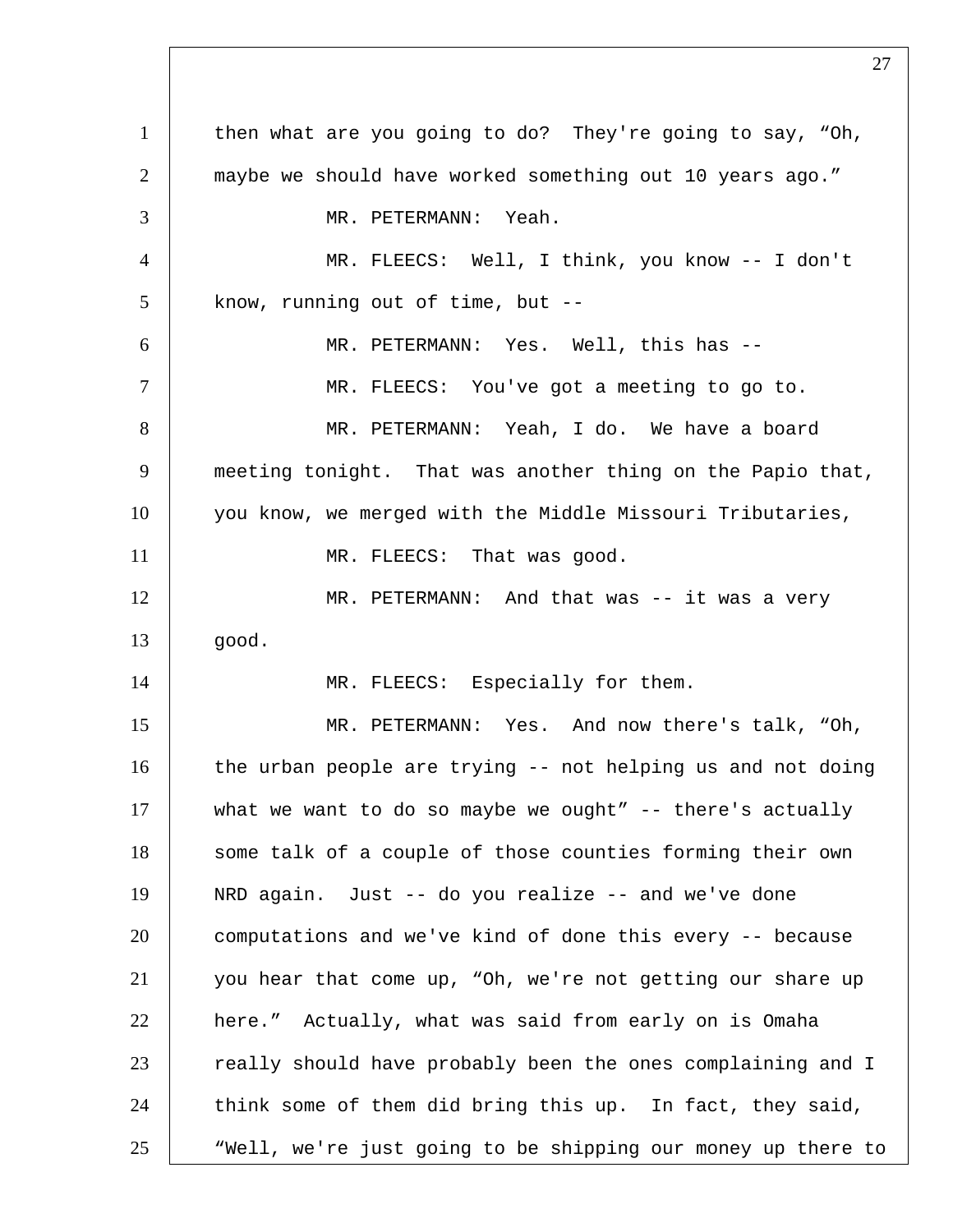then what are you going to do? They're going to say, "Oh, maybe we should have worked something out 10 years ago."

MR. PETERMANN: Yeah.

MR. FLEECS: Well, I think, you know -- I don't know, running out of time, but --

MR. PETERMANN: Yes. Well, this has --

MR. FLEECS: You've got a meeting to go to.

MR. PETERMANN: Yeah, I do. We have a board meeting tonight. That was another thing on the Papio that, you know, we merged with the Middle Missouri Tributaries,

MR. FLEECS: That was good.

MR. PETERMANN: And that was -- it was a very good.

MR. FLEECS: Especially for them.

MR. PETERMANN: Yes. And now there's talk, "Oh, the urban people are trying -- not helping us and not doing what we want to do so maybe we ought" -- there's actually some talk of a couple of those counties forming their own NRD again. Just -- do you realize -- and we've done computations and we've kind of done this every -- because you hear that come up, "Oh, we're not getting our share up here." Actually, what was said from early on is Omaha really should have probably been the ones complaining and I think some of them did bring this up. In fact, they said, "Well, we're just going to be shipping our money up there to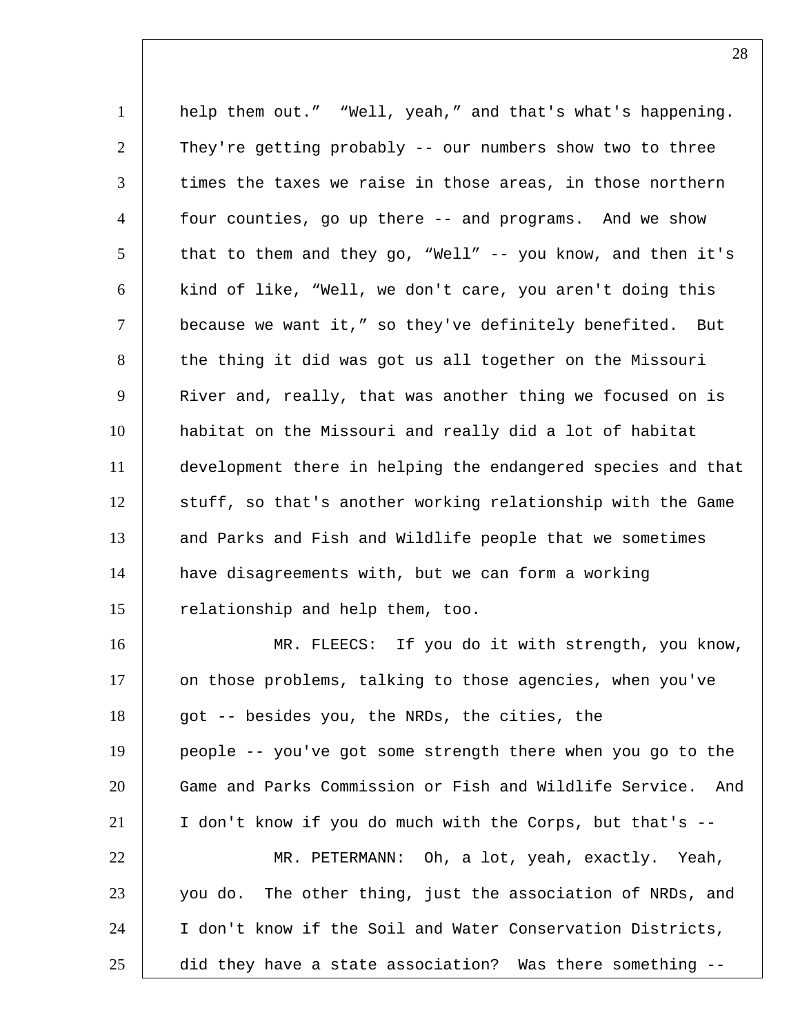help them out." "Well, yeah," and that's what's happening. They're getting probably -- our numbers show two to three times the taxes we raise in those areas, in those northern four counties, go up there -- and programs. And we show that to them and they go, "Well" -- you know, and then it's kind of like, "Well, we don't care, you aren't doing this because we want it," so they've definitely benefited. But the thing it did was got us all together on the Missouri River and, really, that was another thing we focused on is habitat on the Missouri and really did a lot of habitat development there in helping the endangered species and that stuff, so that's another working relationship with the Game and Parks and Fish and Wildlife people that we sometimes have disagreements with, but we can form a working relationship and help them, too.

MR. FLEECS: If you do it with strength, you know, on those problems, talking to those agencies, when you've got -- besides you, the NRDs, the cities, the people -- you've got some strength there when you go to the Game and Parks Commission or Fish and Wildlife Service. And I don't know if you do much with the Corps, but that's --

MR. PETERMANN: Oh, a lot, yeah, exactly. Yeah, you do. The other thing, just the association of NRDs, and I don't know if the Soil and Water Conservation Districts, did they have a state association? Was there something --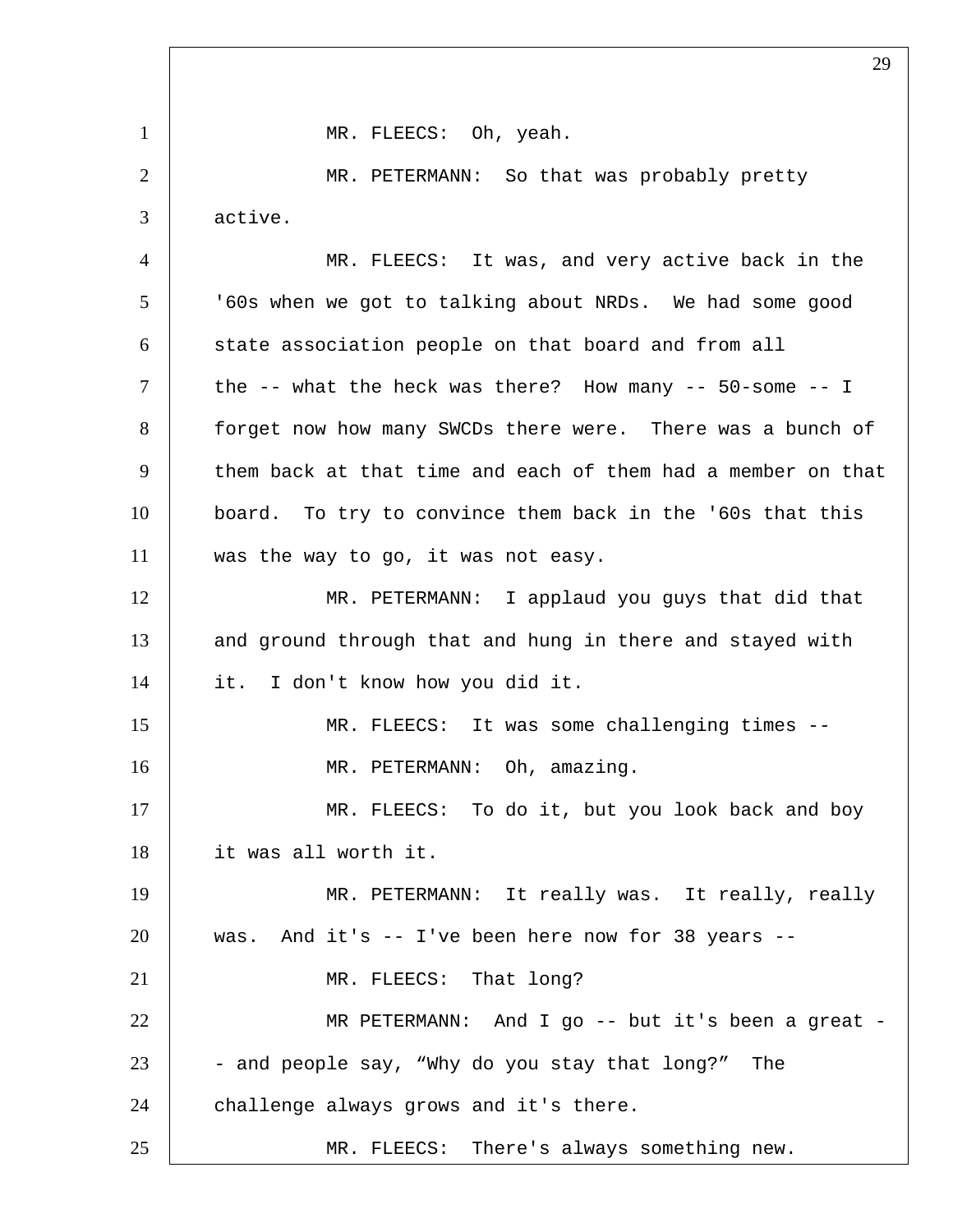MR. FLEECS: Oh, yeah.

MR. PETERMANN: So that was probably pretty active.

MR. FLEECS: It was, and very active back in the '60s when we got to talking about NRDs. We had some good state association people on that board and from all the -- what the heck was there? How many -- 50-some -- I forget now how many SWCDs there were. There was a bunch of them back at that time and each of them had a member on that board. To try to convince them back in the '60s that this was the way to go, it was not easy.

MR. PETERMANN: I applaud you guys that did that and ground through that and hung in there and stayed with it. I don't know how you did it.

MR. FLEECS: It was some challenging times --

MR. PETERMANN: Oh, amazing.

MR. FLEECS: To do it, but you look back and boy it was all worth it.

MR. PETERMANN: It really was. It really, really was. And it's -- I've been here now for 38 years --

MR. FLEECS: That long?

MR PETERMANN: And I go -- but it's been a great -- and people say, “Why do you stay that long?” The challenge always grows and it's there.

MR. FLEECS: There's always something new.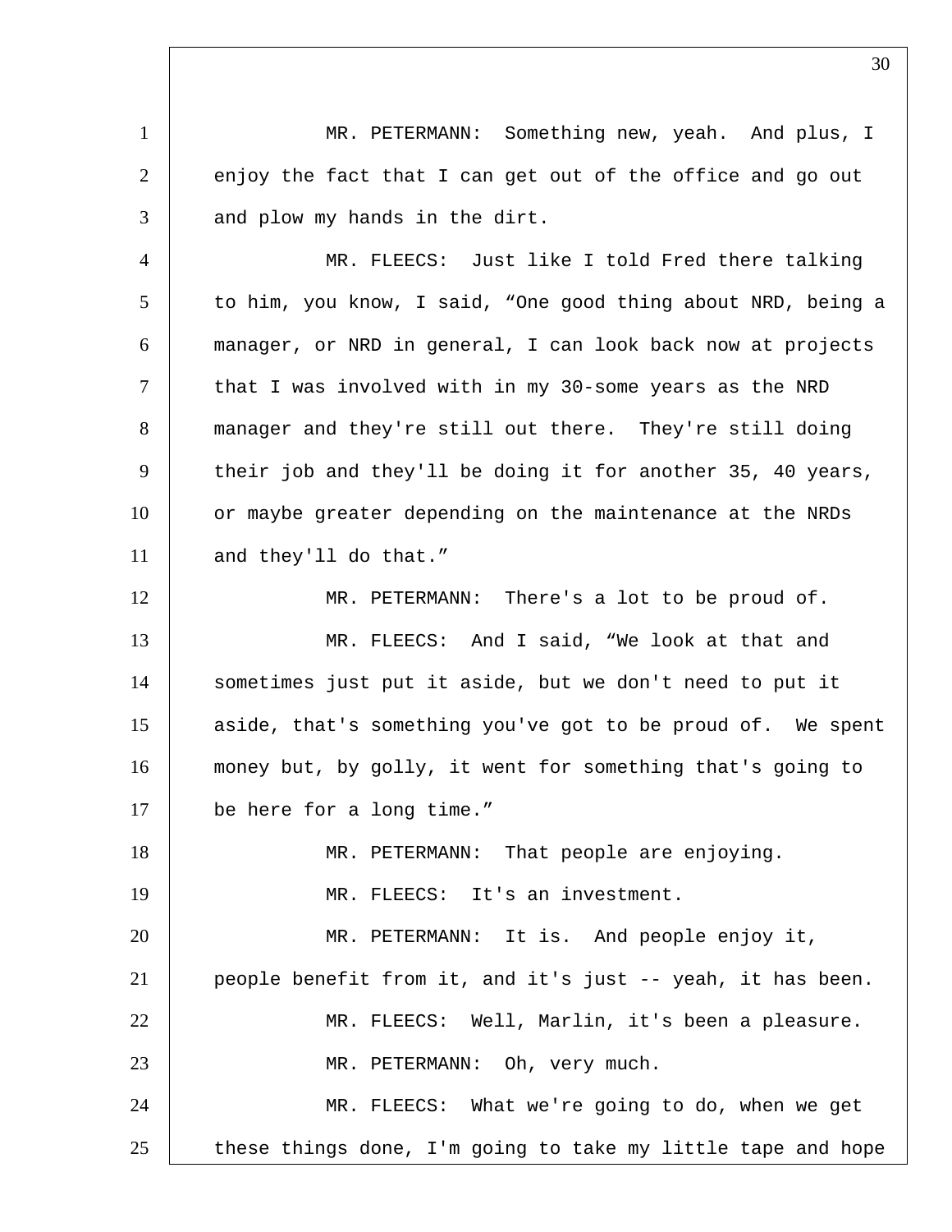MR. PETERMANN: Something new, yeah. And plus, I enjoy the fact that I can get out of the office and go out and plow my hands in the dirt.

MR. FLEECS: Just like I told Fred there talking to him, you know, I said, “One good thing about NRD, being a manager, or NRD in general, I can look back now at projects that I was involved with in my 30-some years as the NRD manager and they're still out there. They're still doing their job and they'll be doing it for another 35, 40 years, or maybe greater depending on the maintenance at the NRDs and they'll do that.”

MR. PETERMANN: There's a lot to be proud of.

MR. FLEECS: And I said, “We look at that and sometimes just put it aside, but we don't need to put it aside, that's something you've got to be proud of. We spent money but, by golly, it went for something that's going to be here for a long time.”

MR. PETERMANN: That people are enjoying.

MR. FLEECS: It's an investment.

MR. PETERMANN: It is. And people enjoy it, people benefit from it, and it's just -- yeah, it has been.

MR. FLEECS: Well, Marlin, it's been a pleasure.

MR. PETERMANN: Oh, very much.

MR. FLEECS: What we're going to do, when we get these things done, I'm going to take my little tape and hope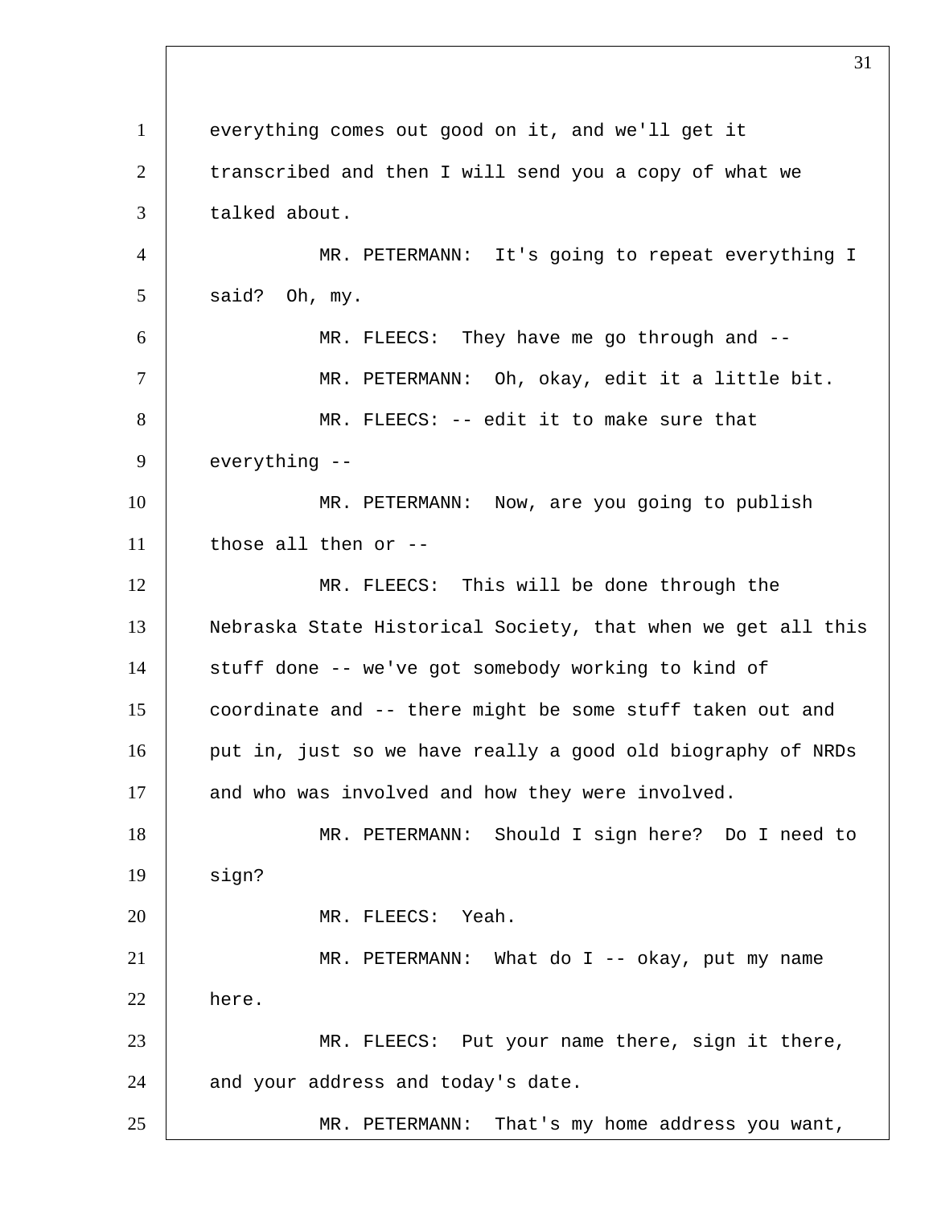everything comes out good on it, and we'll get it transcribed and then I will send you a copy of what we talked about.

MR. PETERMANN: It's going to repeat everything I said? Oh, my.

MR. FLEECS: They have me go through and --

MR. PETERMANN: Oh, okay, edit it a little bit.

MR. FLEECS: -- edit it to make sure that everything --

MR. PETERMANN: Now, are you going to publish those all then or --

MR. FLEECS: This will be done through the Nebraska State Historical Society, that when we get all this stuff done -- we've got somebody working to kind of coordinate and -- there might be some stuff taken out and put in, just so we have really a good old biography of NRDs and who was involved and how they were involved.

MR. PETERMANN: Should I sign here? Do I need to sign?

MR. FLEECS: Yeah.

MR. PETERMANN: What do I -- okay, put my name here.

MR. FLEECS: Put your name there, sign it there, and your address and today's date.

MR. PETERMANN: That's my home address you want,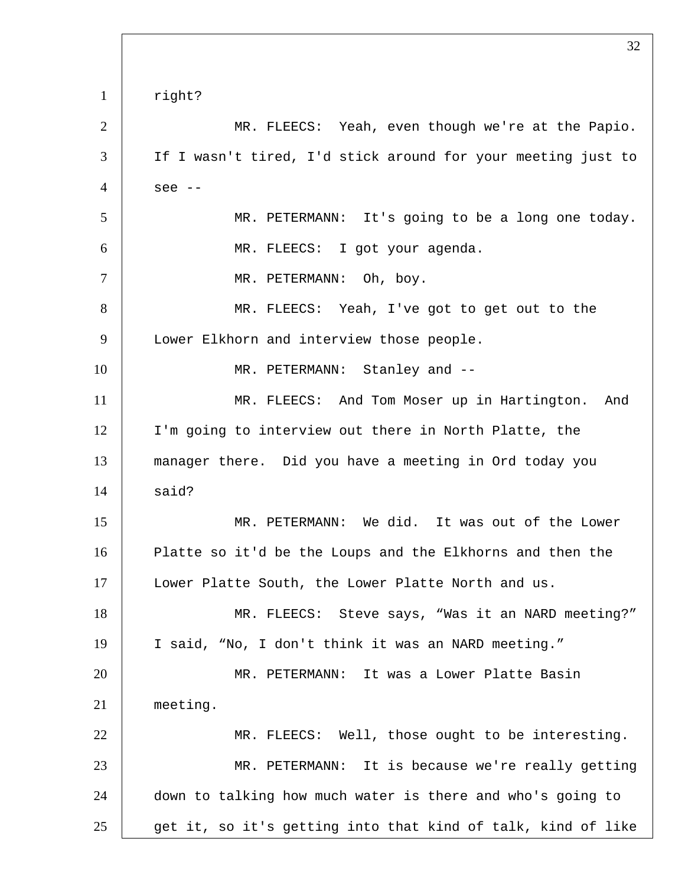right?

MR. FLEECS: Yeah, even though we're at the Papio. If I wasn't tired, I'd stick around for your meeting just to see --

MR. PETERMANN: It's going to be a long one today.

MR. FLEECS: I got your agenda.

MR. PETERMANN: Oh, boy.

MR. FLEECS: Yeah, I've got to get out to the Lower Elkhorn and interview those people.

MR. PETERMANN: Stanley and --

MR. FLEECS: And Tom Moser up in Hartington. And I'm going to interview out there in North Platte, the manager there. Did you have a meeting in Ord today you said?

MR. PETERMANN: We did. It was out of the Lower Platte so it'd be the Loups and the Elkhorns and then the Lower Platte South, the Lower Platte North and us.

MR. FLEECS: Steve says, “Was it an NARD meeting?” I said, “No, I don't think it was an NARD meeting.”

MR. PETERMANN: It was a Lower Platte Basin meeting.

MR. FLEECS: Well, those ought to be interesting.

MR. PETERMANN: It is because we're really getting down to talking how much water is there and who's going to get it, so it's getting into that kind of talk, kind of like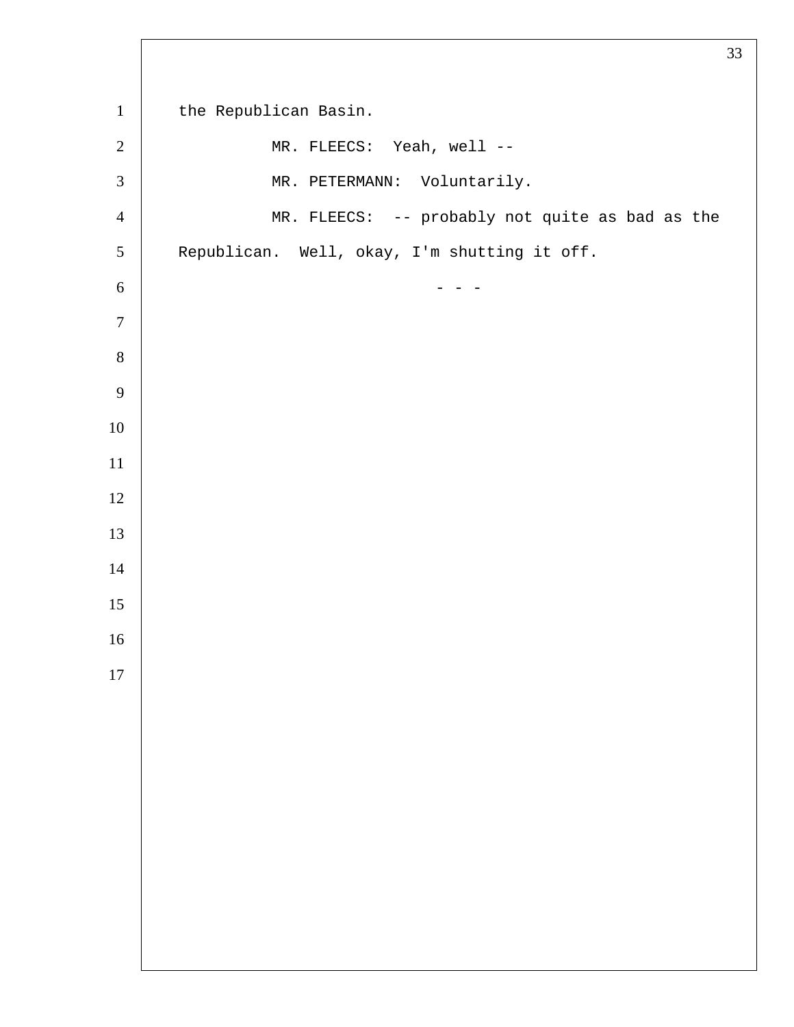the Republican Basin.

MR. FLEECS: Yeah, well --

MR. PETERMANN: Voluntarily.

MR. FLEECS: -- probably not quite as bad as the Republican. Well, okay, I'm shutting it off.

- - -